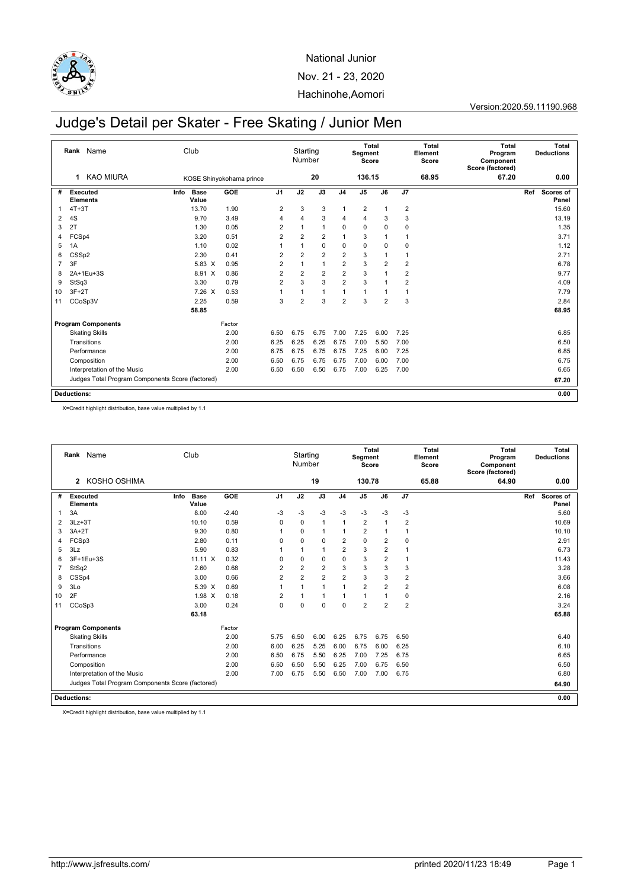National Junior

Nov. 21 - 23, 2020

Hachinohe,Aomori

Version:2020.59.11190.968

# Judge's Detail per Skater - Free Skating / Junior Men

| Rank | Name | Club | Starting Number | Total Segment Score | Total Element Score | Total Program Component Score (factored) | Total Deductions |
|---|---|---|---|---|---|---|---|
| 1 | KAO MIURA | KOSE Shinyokohama prince | 20 | 136.15 | 68.95 | 67.20 | 0.00 |

| # | Executed Elements | Info | Base Value | GOE | J1 | J2 | J3 | J4 | J5 | J6 | J7 | Ref | Scores of Panel |
|---|---|---|---|---|---|---|---|---|---|---|---|---|---|
| 1 | 4T+3T | | 13.70 | 1.90 | 2 | 3 | 3 | 1 | 2 | 1 | 2 | | 15.60 |
| 2 | 4S | | 9.70 | 3.49 | 4 | 4 | 3 | 4 | 4 | 3 | 3 | | 13.19 |
| 3 | 2T | | 1.30 | 0.05 | 2 | 1 | 1 | 0 | 0 | 0 | 0 | | 1.35 |
| 4 | FCSp4 | | 3.20 | 0.51 | 2 | 2 | 2 | 1 | 3 | 1 | 1 | | 3.71 |
| 5 | 1A | | 1.10 | 0.02 | 1 | 1 | 0 | 0 | 0 | 0 | 0 | | 1.12 |
| 6 | CSSp2 | | 2.30 | 0.41 | 2 | 2 | 2 | 2 | 3 | 1 | 1 | | 2.71 |
| 7 | 3F | | 5.83 X | 0.95 | 2 | 1 | 1 | 2 | 3 | 2 | 2 | | 6.78 |
| 8 | 2A+1Eu+3S | | 8.91 X | 0.86 | 2 | 2 | 2 | 2 | 3 | 1 | 2 | | 9.77 |
| 9 | StSq3 | | 3.30 | 0.79 | 2 | 3 | 3 | 2 | 3 | 1 | 2 | | 4.09 |
| 10 | 3F+2T | | 7.26 X | 0.53 | 1 | 1 | 1 | 1 | 1 | 1 | 1 | | 7.79 |
| 11 | CCoSp3V | | 2.25 | 0.59 | 3 | 2 | 3 | 2 | 3 | 2 | 3 | | 2.84 |
| | | | 58.85 | | | | | | | | | | 68.95 |

| Program Components | Factor | J1 | J2 | J3 | J4 | J5 | J6 | J7 | Scores of Panel |
|---|---|---|---|---|---|---|---|---|---|
| Skating Skills | 2.00 | 6.50 | 6.75 | 6.75 | 7.00 | 7.25 | 6.00 | 7.25 | 6.85 |
| Transitions | 2.00 | 6.25 | 6.25 | 6.25 | 6.75 | 7.00 | 5.50 | 7.00 | 6.50 |
| Performance | 2.00 | 6.75 | 6.75 | 6.75 | 6.75 | 7.25 | 6.00 | 7.25 | 6.85 |
| Composition | 2.00 | 6.50 | 6.75 | 6.75 | 6.75 | 7.00 | 6.00 | 7.00 | 6.75 |
| Interpretation of the Music | 2.00 | 6.50 | 6.50 | 6.50 | 6.75 | 7.00 | 6.25 | 7.00 | 6.65 |
| Judges Total Program Components Score (factored) | | | | | | | | | 67.20 |

**Deductions:** 0.00

X=Credit highlight distribution, base value multiplied by 1.1

| Rank | Name | Club | Starting Number | Total Segment Score | Total Element Score | Total Program Component Score (factored) | Total Deductions |
|---|---|---|---|---|---|---|---|
| 2 | KOSHO OSHIMA | | 19 | 130.78 | 65.88 | 64.90 | 0.00 |

| # | Executed Elements | Info | Base Value | GOE | J1 | J2 | J3 | J4 | J5 | J6 | J7 | Ref | Scores of Panel |
|---|---|---|---|---|---|---|---|---|---|---|---|---|---|
| 1 | 3A | | 8.00 | -2.40 | -3 | -3 | -3 | -3 | -3 | -3 | -3 | | 5.60 |
| 2 | 3Lz+3T | | 10.10 | 0.59 | 0 | 0 | 1 | 1 | 2 | 1 | 2 | | 10.69 |
| 3 | 3A+2T | | 9.30 | 0.80 | 1 | 0 | 1 | 1 | 2 | 1 | 1 | | 10.10 |
| 4 | FCSp3 | | 2.80 | 0.11 | 0 | 0 | 0 | 2 | 0 | 2 | 0 | | 2.91 |
| 5 | 3Lz | | 5.90 | 0.83 | 1 | 1 | 1 | 2 | 3 | 2 | 1 | | 6.73 |
| 6 | 3F+1Eu+3S | | 11.11 X | 0.32 | 0 | 0 | 0 | 0 | 3 | 2 | 1 | | 11.43 |
| 7 | StSq2 | | 2.60 | 0.68 | 2 | 2 | 2 | 3 | 3 | 3 | 3 | | 3.28 |
| 8 | CSSp4 | | 3.00 | 0.66 | 2 | 2 | 2 | 2 | 3 | 3 | 2 | | 3.66 |
| 9 | 3Lo | | 5.39 X | 0.69 | 1 | 1 | 1 | 1 | 2 | 2 | 2 | | 6.08 |
| 10 | 2F | | 1.98 X | 0.18 | 2 | 1 | 1 | 1 | 1 | 1 | 0 | | 2.16 |
| 11 | CCoSp3 | | 3.00 | 0.24 | 0 | 0 | 0 | 0 | 2 | 2 | 2 | | 3.24 |
| | | | 63.18 | | | | | | | | | | 65.88 |

| Program Components | Factor | J1 | J2 | J3 | J4 | J5 | J6 | J7 | Scores of Panel |
|---|---|---|---|---|---|---|---|---|---|
| Skating Skills | 2.00 | 5.75 | 6.50 | 6.00 | 6.25 | 6.75 | 6.75 | 6.50 | 6.40 |
| Transitions | 2.00 | 6.00 | 6.25 | 5.25 | 6.00 | 6.75 | 6.00 | 6.25 | 6.10 |
| Performance | 2.00 | 6.50 | 6.75 | 5.50 | 6.25 | 7.00 | 7.25 | 6.75 | 6.65 |
| Composition | 2.00 | 6.50 | 6.50 | 5.50 | 6.25 | 7.00 | 6.75 | 6.50 | 6.50 |
| Interpretation of the Music | 2.00 | 7.00 | 6.75 | 5.50 | 6.50 | 7.00 | 7.00 | 6.75 | 6.80 |
| Judges Total Program Components Score (factored) | | | | | | | | | 64.90 |

**Deductions:** 0.00

X=Credit highlight distribution, base value multiplied by 1.1

http://www.jsfresults.com/ printed 2020/11/23 18:49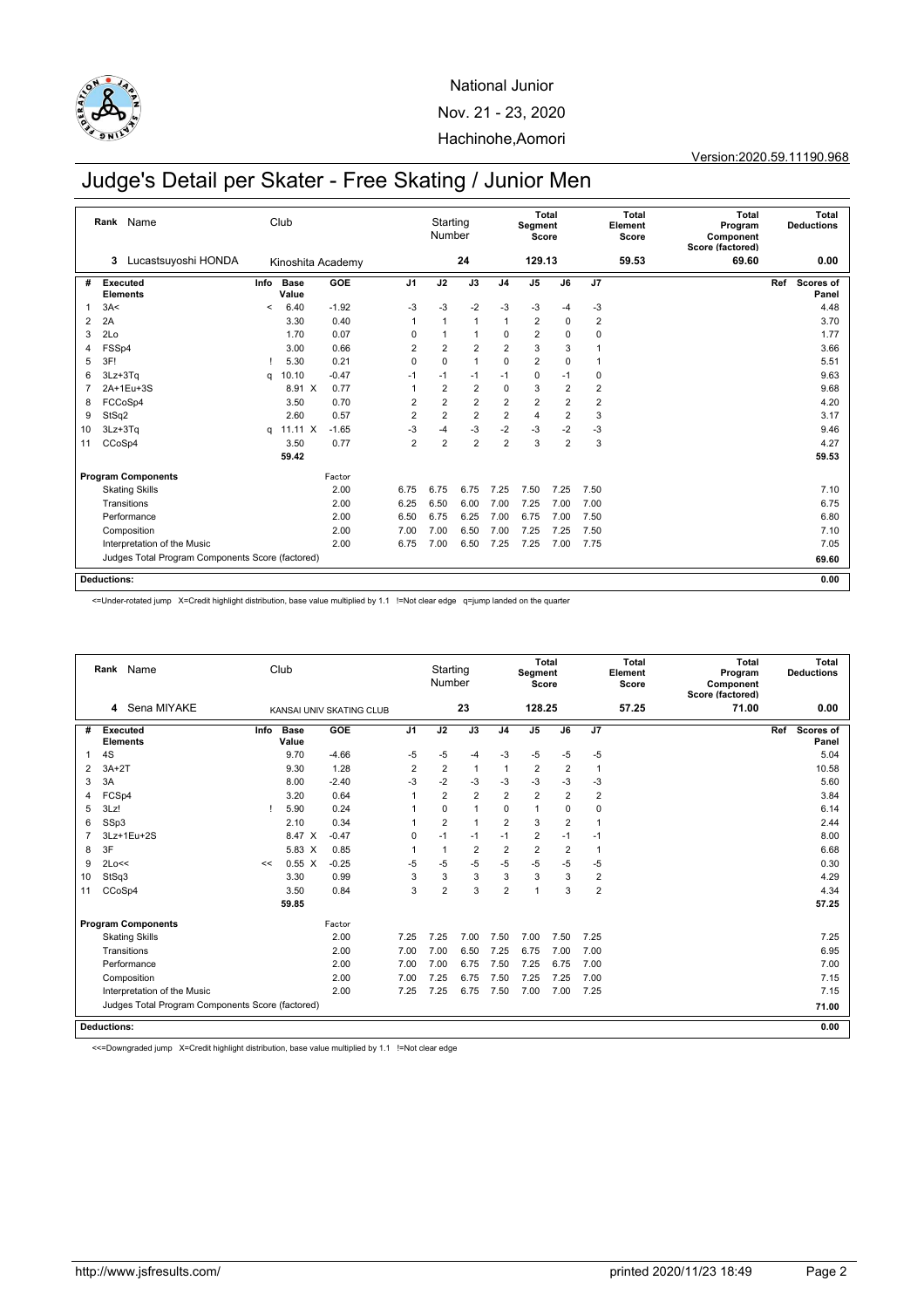National Junior

Nov. 21 - 23, 2020

Hachinohe,Aomori

Version:2020.59.11190.968

# Judge's Detail per Skater - Free Skating / Junior Men

| Rank | Name | Club | Starting Number | Total Segment Score | Total Element Score | Total Program Component Score (factored) | Total Deductions |
|---|---|---|---|---|---|---|---|
| 3 | Lucastsuyoshi HONDA | Kinoshita Academy | 24 | 129.13 | 59.53 | 69.60 | 0.00 |

| # | Executed Elements | Info | Base Value | | GOE | J1 | J2 | J3 | J4 | J5 | J6 | J7 | Ref | Scores of Panel |
|---|---|---|---|---|---|---|---|---|---|---|---|---|---|---|
| 1 | 3A< | < | 6.40 | | -1.92 | -3 | -3 | -2 | -3 | -3 | -4 | -3 | | 4.48 |
| 2 | 2A | | 3.30 | | 0.40 | 1 | 1 | 1 | 1 | 2 | 0 | 2 | | 3.70 |
| 3 | 2Lo | | 1.70 | | 0.07 | 0 | 1 | 1 | 0 | 2 | 0 | 0 | | 1.77 |
| 4 | FSSp4 | | 3.00 | | 0.66 | 2 | 2 | 2 | 2 | 3 | 3 | 1 | | 3.66 |
| 5 | 3F! | ! | 5.30 | | 0.21 | 0 | 0 | 1 | 0 | 2 | 0 | 1 | | 5.51 |
| 6 | 3Lz+3Tq | q | 10.10 | | -0.47 | -1 | -1 | -1 | -1 | 0 | -1 | 0 | | 9.63 |
| 7 | 2A+1Eu+3S | | 8.91 | X | 0.77 | 1 | 2 | 2 | 0 | 3 | 2 | 2 | | 9.68 |
| 8 | FCCoSp4 | | 3.50 | | 0.70 | 2 | 2 | 2 | 2 | 2 | 2 | 2 | | 4.20 |
| 9 | StSq2 | | 2.60 | | 0.57 | 2 | 2 | 2 | 2 | 4 | 2 | 3 | | 3.17 |
| 10 | 3Lz+3Tq | q | 11.11 | X | -1.65 | -3 | -4 | -3 | -2 | -3 | -2 | -3 | | 9.46 |
| 11 | CCoSp4 | | 3.50 | | 0.77 | 2 | 2 | 2 | 2 | 3 | 2 | 3 | | 4.27 |
| | | | 59.42 | | | | | | | | | | | 59.53 |

| Program Components | Factor | J1 | J2 | J3 | J4 | J5 | J6 | J7 | Scores of Panel |
|---|---|---|---|---|---|---|---|---|---|
| Skating Skills | 2.00 | 6.75 | 6.75 | 6.75 | 7.25 | 7.50 | 7.25 | 7.50 | 7.10 |
| Transitions | 2.00 | 6.25 | 6.50 | 6.00 | 7.00 | 7.25 | 7.00 | 7.00 | 6.75 |
| Performance | 2.00 | 6.50 | 6.75 | 6.25 | 7.00 | 6.75 | 7.00 | 7.50 | 6.80 |
| Composition | 2.00 | 7.00 | 7.00 | 6.50 | 7.00 | 7.25 | 7.25 | 7.50 | 7.10 |
| Interpretation of the Music | 2.00 | 6.75 | 7.00 | 6.50 | 7.25 | 7.25 | 7.00 | 7.75 | 7.05 |
| Judges Total Program Components Score (factored) | | | | | | | | | 69.60 |

**Deductions:** 0.00

<=Under-rotated jump X=Credit highlight distribution, base value multiplied by 1.1 !=Not clear edge q=jump landed on the quarter

| Rank | Name | Club | Starting Number | Total Segment Score | Total Element Score | Total Program Component Score (factored) | Total Deductions |
|---|---|---|---|---|---|---|---|
| 4 | Sena MIYAKE | KANSAI UNIV SKATING CLUB | 23 | 128.25 | 57.25 | 71.00 | 0.00 |

| # | Executed Elements | Info | Base Value | | GOE | J1 | J2 | J3 | J4 | J5 | J6 | J7 | Ref | Scores of Panel |
|---|---|---|---|---|---|---|---|---|---|---|---|---|---|---|
| 1 | 4S | | 9.70 | | -4.66 | -5 | -5 | -4 | -3 | -5 | -5 | -5 | | 5.04 |
| 2 | 3A+2T | | 9.30 | | 1.28 | 2 | 2 | 1 | 1 | 2 | 2 | 1 | | 10.58 |
| 3 | 3A | | 8.00 | | -2.40 | -3 | -2 | -3 | -3 | -3 | -3 | -3 | | 5.60 |
| 4 | FCSp4 | | 3.20 | | 0.64 | 1 | 2 | 2 | 2 | 2 | 2 | 2 | | 3.84 |
| 5 | 3Lz! | ! | 5.90 | | 0.24 | 1 | 0 | 1 | 0 | 1 | 0 | 0 | | 6.14 |
| 6 | SSp3 | | 2.10 | | 0.34 | 1 | 2 | 1 | 2 | 3 | 2 | 1 | | 2.44 |
| 7 | 3Lz+1Eu+2S | | 8.47 | X | -0.47 | 0 | -1 | -1 | -1 | 2 | -1 | -1 | | 8.00 |
| 8 | 3F | | 5.83 | X | 0.85 | 1 | 1 | 2 | 2 | 2 | 2 | 1 | | 6.68 |
| 9 | 2Lo<< | << | 0.55 | X | -0.25 | -5 | -5 | -5 | -5 | -5 | -5 | -5 | | 0.30 |
| 10 | StSq3 | | 3.30 | | 0.99 | 3 | 3 | 3 | 3 | 3 | 3 | 2 | | 4.29 |
| 11 | CCoSp4 | | 3.50 | | 0.84 | 3 | 2 | 3 | 2 | 1 | 3 | 2 | | 4.34 |
| | | | 59.85 | | | | | | | | | | | 57.25 |

| Program Components | Factor | J1 | J2 | J3 | J4 | J5 | J6 | J7 | Scores of Panel |
|---|---|---|---|---|---|---|---|---|---|
| Skating Skills | 2.00 | 7.25 | 7.25 | 7.00 | 7.50 | 7.00 | 7.50 | 7.25 | 7.25 |
| Transitions | 2.00 | 7.00 | 7.00 | 6.50 | 7.25 | 6.75 | 7.00 | 7.00 | 6.95 |
| Performance | 2.00 | 7.00 | 7.00 | 6.75 | 7.50 | 7.25 | 6.75 | 7.00 | 7.00 |
| Composition | 2.00 | 7.00 | 7.25 | 6.75 | 7.50 | 7.25 | 7.25 | 7.00 | 7.15 |
| Interpretation of the Music | 2.00 | 7.25 | 7.25 | 6.75 | 7.50 | 7.00 | 7.00 | 7.25 | 7.15 |
| Judges Total Program Components Score (factored) | | | | | | | | | 71.00 |

**Deductions:** 0.00

<<=Downgraded jump X=Credit highlight distribution, base value multiplied by 1.1 !=Not clear edge

http://www.jsfresults.com/ printed 2020/11/23 18:49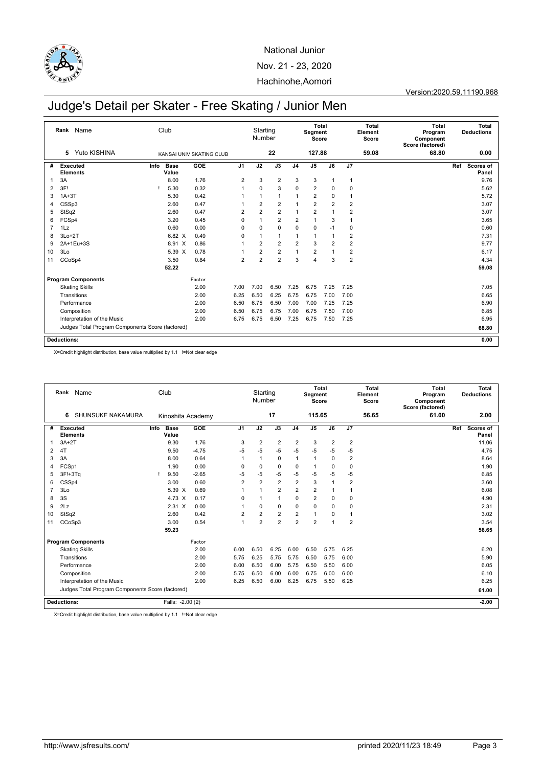National Junior

Nov. 21 - 23, 2020

Hachinohe,Aomori

Version:2020.59.11190.968

# Judge's Detail per Skater - Free Skating / Junior Men

| Rank | Name | Club | Starting Number | Total Segment Score | Total Element Score | Total Program Component Score (factored) | Total Deductions |
|---|---|---|---|---|---|---|---|
| 5 | Yuto KISHINA | KANSAI UNIV SKATING CLUB | 22 | 127.88 | 59.08 | 68.80 | 0.00 |

| # | Executed Elements | Info | Base Value | | GOE | J1 | J2 | J3 | J4 | J5 | J6 | J7 | Ref | Scores of Panel |
|---|---|---|---|---|---|---|---|---|---|---|---|---|---|---|
| 1 | 3A | | 8.00 | | 1.76 | 2 | 3 | 2 | 3 | 3 | 1 | 1 | | 9.76 |
| 2 | 3F! | ! | 5.30 | | 0.32 | 1 | 0 | 3 | 0 | 2 | 0 | 0 | | 5.62 |
| 3 | 1A+3T | | 5.30 | | 0.42 | 1 | 1 | 1 | 1 | 2 | 0 | 1 | | 5.72 |
| 4 | CSSp3 | | 2.60 | | 0.47 | 1 | 2 | 2 | 1 | 2 | 2 | 2 | | 3.07 |
| 5 | StSq2 | | 2.60 | | 0.47 | 2 | 2 | 2 | 1 | 2 | 1 | 2 | | 3.07 |
| 6 | FCSp4 | | 3.20 | | 0.45 | 0 | 1 | 2 | 2 | 1 | 3 | 1 | | 3.65 |
| 7 | 1Lz | | 0.60 | | 0.00 | 0 | 0 | 0 | 0 | 0 | -1 | 0 | | 0.60 |
| 8 | 3Lo+2T | | 6.82 | X | 0.49 | 0 | 1 | 1 | 1 | 1 | 1 | 2 | | 7.31 |
| 9 | 2A+1Eu+3S | | 8.91 | X | 0.86 | 1 | 2 | 2 | 2 | 3 | 2 | 2 | | 9.77 |
| 10 | 3Lo | | 5.39 | X | 0.78 | 1 | 2 | 2 | 1 | 2 | 1 | 2 | | 6.17 |
| 11 | CCoSp4 | | 3.50 | | 0.84 | 2 | 2 | 2 | 3 | 4 | 3 | 2 | | 4.34 |
| | | | 52.22 | | | | | | | | | | | 59.08 |

| Program Components | Factor | J1 | J2 | J3 | J4 | J5 | J6 | J7 | Scores of Panel |
|---|---|---|---|---|---|---|---|---|---|
| Skating Skills | 2.00 | 7.00 | 7.00 | 6.50 | 7.25 | 6.75 | 7.25 | 7.25 | 7.05 |
| Transitions | 2.00 | 6.25 | 6.50 | 6.25 | 6.75 | 6.75 | 7.00 | 7.00 | 6.65 |
| Performance | 2.00 | 6.50 | 6.75 | 6.50 | 7.00 | 7.00 | 7.25 | 7.25 | 6.90 |
| Composition | 2.00 | 6.50 | 6.75 | 6.75 | 7.00 | 6.75 | 7.50 | 7.00 | 6.85 |
| Interpretation of the Music | 2.00 | 6.75 | 6.75 | 6.50 | 7.25 | 6.75 | 7.50 | 7.25 | 6.95 |
| Judges Total Program Components Score (factored) | | | | | | | | | 68.80 |

**Deductions:** 0.00

X=Credit highlight distribution, base value multiplied by 1.1 !=Not clear edge

| Rank | Name | Club | Starting Number | Total Segment Score | Total Element Score | Total Program Component Score (factored) | Total Deductions |
|---|---|---|---|---|---|---|---|
| 6 | SHUNSUKE NAKAMURA | Kinoshita Academy | 17 | 115.65 | 56.65 | 61.00 | 2.00 |

| # | Executed Elements | Info | Base Value | | GOE | J1 | J2 | J3 | J4 | J5 | J6 | J7 | Ref | Scores of Panel |
|---|---|---|---|---|---|---|---|---|---|---|---|---|---|---|
| 1 | 3A+2T | | 9.30 | | 1.76 | 3 | 2 | 2 | 2 | 3 | 2 | 2 | | 11.06 |
| 2 | 4T | | 9.50 | | -4.75 | -5 | -5 | -5 | -5 | -5 | -5 | -5 | | 4.75 |
| 3 | 3A | | 8.00 | | 0.64 | 1 | 1 | 0 | 1 | 1 | 0 | 2 | | 8.64 |
| 4 | FCSp1 | | 1.90 | | 0.00 | 0 | 0 | 0 | 0 | 1 | 0 | 0 | | 1.90 |
| 5 | 3F!+3Tq | ! | 9.50 | | -2.65 | -5 | -5 | -5 | -5 | -5 | -5 | -5 | | 6.85 |
| 6 | CSSp4 | | 3.00 | | 0.60 | 2 | 2 | 2 | 2 | 3 | 1 | 2 | | 3.60 |
| 7 | 3Lo | | 5.39 | X | 0.69 | 1 | 1 | 2 | 2 | 2 | 1 | 1 | | 6.08 |
| 8 | 3S | | 4.73 | X | 0.17 | 0 | 1 | 1 | 0 | 2 | 0 | 0 | | 4.90 |
| 9 | 2Lz | | 2.31 | X | 0.00 | 1 | 0 | 0 | 0 | 0 | 0 | 0 | | 2.31 |
| 10 | StSq2 | | 2.60 | | 0.42 | 2 | 2 | 2 | 2 | 1 | 0 | 1 | | 3.02 |
| 11 | CCoSp3 | | 3.00 | | 0.54 | 1 | 2 | 2 | 2 | 2 | 1 | 2 | | 3.54 |
| | | | 59.23 | | | | | | | | | | | 56.65 |

| Program Components | Factor | J1 | J2 | J3 | J4 | J5 | J6 | J7 | Scores of Panel |
|---|---|---|---|---|---|---|---|---|---|
| Skating Skills | 2.00 | 6.00 | 6.50 | 6.25 | 6.00 | 6.50 | 5.75 | 6.25 | 6.20 |
| Transitions | 2.00 | 5.75 | 6.25 | 5.75 | 5.75 | 6.50 | 5.75 | 6.00 | 5.90 |
| Performance | 2.00 | 6.00 | 6.50 | 6.00 | 5.75 | 6.50 | 5.50 | 6.00 | 6.05 |
| Composition | 2.00 | 5.75 | 6.50 | 6.00 | 6.00 | 6.75 | 6.00 | 6.00 | 6.10 |
| Interpretation of the Music | 2.00 | 6.25 | 6.50 | 6.00 | 6.25 | 6.75 | 5.50 | 6.25 | 6.25 |
| Judges Total Program Components Score (factored) | | | | | | | | | 61.00 |

**Deductions:** Falls: -2.00 (2) -2.00

X=Credit highlight distribution, base value multiplied by 1.1 !=Not clear edge

http://www.jsfresults.com/ printed 2020/11/23 18:49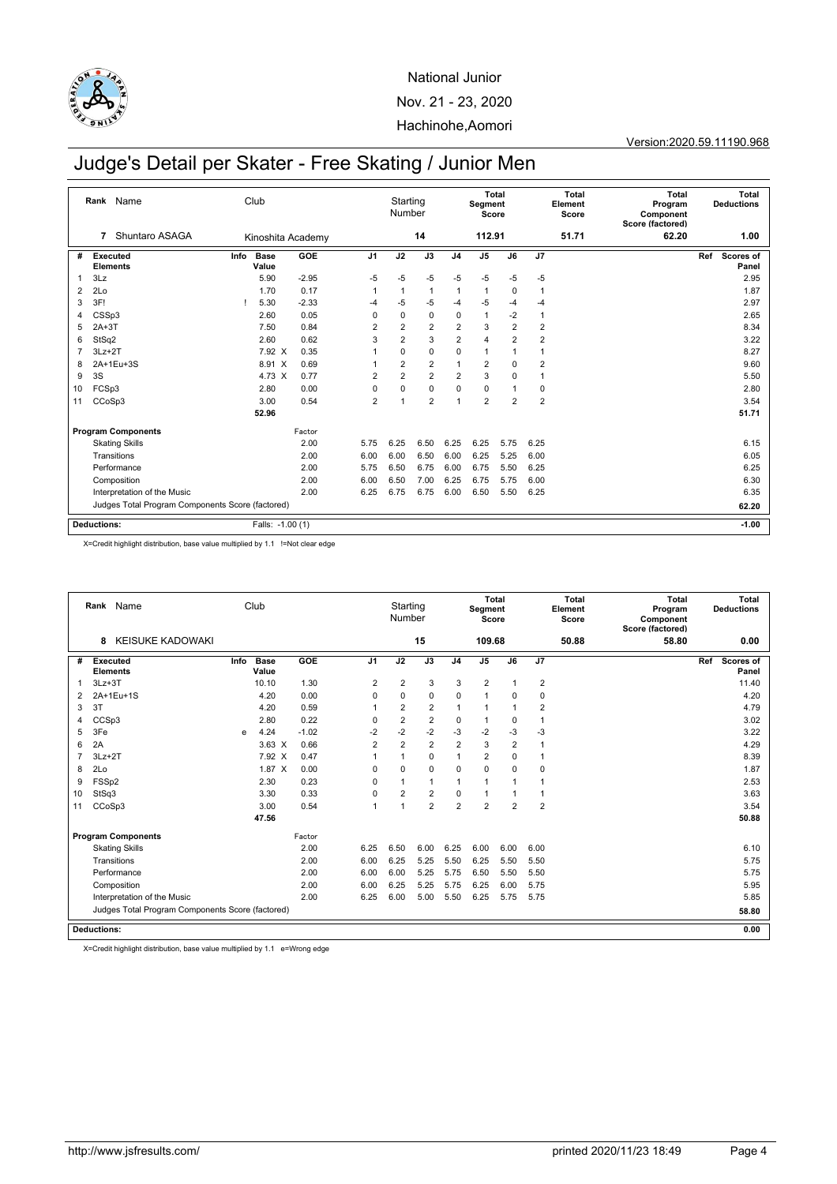National Junior

Nov. 21 - 23, 2020

Hachinohe,Aomori

Version:2020.59.11190.968

# Judge's Detail per Skater - Free Skating / Junior Men

| Rank | Name | Club | Starting Number | Total Segment Score | Total Element Score | Total Program Component Score (factored) | Total Deductions |
|---|---|---|---|---|---|---|---|
| 7 | Shuntaro ASAGA | Kinoshita Academy | 14 | 112.91 | 51.71 | 62.20 | 1.00 |

| # | Executed Elements | Info | Base Value | | GOE | J1 | J2 | J3 | J4 | J5 | J6 | J7 | Ref | Scores of Panel |
|---|---|---|---|---|---|---|---|---|---|---|---|---|---|---|
| 1 | 3Lz | | 5.90 | | -2.95 | -5 | -5 | -5 | -5 | -5 | -5 | -5 | | 2.95 |
| 2 | 2Lo | | 1.70 | | 0.17 | 1 | 1 | 1 | 1 | 1 | 0 | 1 | | 1.87 |
| 3 | 3F! | ! | 5.30 | | -2.33 | -4 | -5 | -5 | -4 | -5 | -4 | -4 | | 2.97 |
| 4 | CSSp3 | | 2.60 | | 0.05 | 0 | 0 | 0 | 0 | 1 | -2 | 1 | | 2.65 |
| 5 | 2A+3T | | 7.50 | | 0.84 | 2 | 2 | 2 | 2 | 3 | 2 | 2 | | 8.34 |
| 6 | StSq2 | | 2.60 | | 0.62 | 3 | 2 | 3 | 2 | 4 | 2 | 2 | | 3.22 |
| 7 | 3Lz+2T | | 7.92 | X | 0.35 | 1 | 0 | 0 | 0 | 1 | 1 | 1 | | 8.27 |
| 8 | 2A+1Eu+3S | | 8.91 | X | 0.69 | 1 | 2 | 2 | 1 | 2 | 0 | 2 | | 9.60 |
| 9 | 3S | | 4.73 | X | 0.77 | 2 | 2 | 2 | 2 | 3 | 0 | 1 | | 5.50 |
| 10 | FCSp3 | | 2.80 | | 0.00 | 0 | 0 | 0 | 0 | 0 | 1 | 0 | | 2.80 |
| 11 | CCoSp3 | | 3.00 | | 0.54 | 2 | 1 | 2 | 1 | 2 | 2 | 2 | | 3.54 |
| | | | 52.96 | | | | | | | | | | | 51.71 |
| | **Program Components** | | | | Factor | | | | | | | | | |
| | Skating Skills | | | | 2.00 | 5.75 | 6.25 | 6.50 | 6.25 | 6.25 | 5.75 | 6.25 | | 6.15 |
| | Transitions | | | | 2.00 | 6.00 | 6.00 | 6.50 | 6.00 | 6.25 | 5.25 | 6.00 | | 6.05 |
| | Performance | | | | 2.00 | 5.75 | 6.50 | 6.75 | 6.00 | 6.75 | 5.50 | 6.25 | | 6.25 |
| | Composition | | | | 2.00 | 6.00 | 6.50 | 7.00 | 6.25 | 6.75 | 5.75 | 6.00 | | 6.30 |
| | Interpretation of the Music | | | | 2.00 | 6.25 | 6.75 | 6.75 | 6.00 | 6.50 | 5.50 | 6.25 | | 6.35 |
| | Judges Total Program Components Score (factored) | | | | | | | | | | | | | 62.20 |
| | **Deductions:** | | Falls: -1.00 (1) | | | | | | | | | | | -1.00 |

X=Credit highlight distribution, base value multiplied by 1.1 !=Not clear edge

| Rank | Name | Club | Starting Number | Total Segment Score | Total Element Score | Total Program Component Score (factored) | Total Deductions |
|---|---|---|---|---|---|---|---|
| 8 | KEISUKE KADOWAKI | | 15 | 109.68 | 50.88 | 58.80 | 0.00 |

| # | Executed Elements | Info | Base Value | | GOE | J1 | J2 | J3 | J4 | J5 | J6 | J7 | Ref | Scores of Panel |
|---|---|---|---|---|---|---|---|---|---|---|---|---|---|---|
| 1 | 3Lz+3T | | 10.10 | | 1.30 | 2 | 2 | 3 | 3 | 2 | 1 | 2 | | 11.40 |
| 2 | 2A+1Eu+1S | | 4.20 | | 0.00 | 0 | 0 | 0 | 0 | 1 | 0 | 0 | | 4.20 |
| 3 | 3T | | 4.20 | | 0.59 | 1 | 2 | 2 | 1 | 1 | 1 | 2 | | 4.79 |
| 4 | CCSp3 | | 2.80 | | 0.22 | 0 | 2 | 2 | 0 | 1 | 0 | 1 | | 3.02 |
| 5 | 3Fe | e | 4.24 | | -1.02 | -2 | -2 | -2 | -3 | -2 | -3 | -3 | | 3.22 |
| 6 | 2A | | 3.63 | X | 0.66 | 2 | 2 | 2 | 2 | 3 | 2 | 1 | | 4.29 |
| 7 | 3Lz+2T | | 7.92 | X | 0.47 | 1 | 1 | 0 | 1 | 2 | 0 | 1 | | 8.39 |
| 8 | 2Lo | | 1.87 | X | 0.00 | 0 | 0 | 0 | 0 | 0 | 0 | 0 | | 1.87 |
| 9 | FSSp2 | | 2.30 | | 0.23 | 0 | 1 | 1 | 1 | 1 | 1 | 1 | | 2.53 |
| 10 | StSq3 | | 3.30 | | 0.33 | 0 | 2 | 2 | 0 | 1 | 1 | 1 | | 3.63 |
| 11 | CCoSp3 | | 3.00 | | 0.54 | 1 | 1 | 2 | 2 | 2 | 2 | 2 | | 3.54 |
| | | | 47.56 | | | | | | | | | | | 50.88 |
| | **Program Components** | | | | Factor | | | | | | | | | |
| | Skating Skills | | | | 2.00 | 6.25 | 6.50 | 6.00 | 6.25 | 6.00 | 6.00 | 6.00 | | 6.10 |
| | Transitions | | | | 2.00 | 6.00 | 6.25 | 5.25 | 5.50 | 6.25 | 5.50 | 5.50 | | 5.75 |
| | Performance | | | | 2.00 | 6.00 | 6.00 | 5.25 | 5.75 | 6.50 | 5.50 | 5.50 | | 5.75 |
| | Composition | | | | 2.00 | 6.00 | 6.25 | 5.25 | 5.75 | 6.25 | 6.00 | 5.75 | | 5.95 |
| | Interpretation of the Music | | | | 2.00 | 6.25 | 6.00 | 5.00 | 5.50 | 6.25 | 5.75 | 5.75 | | 5.85 |
| | Judges Total Program Components Score (factored) | | | | | | | | | | | | | 58.80 |
| | **Deductions:** | | | | | | | | | | | | | 0.00 |

X=Credit highlight distribution, base value multiplied by 1.1 e=Wrong edge

http://www.jsfresults.com/ printed 2020/11/23 18:49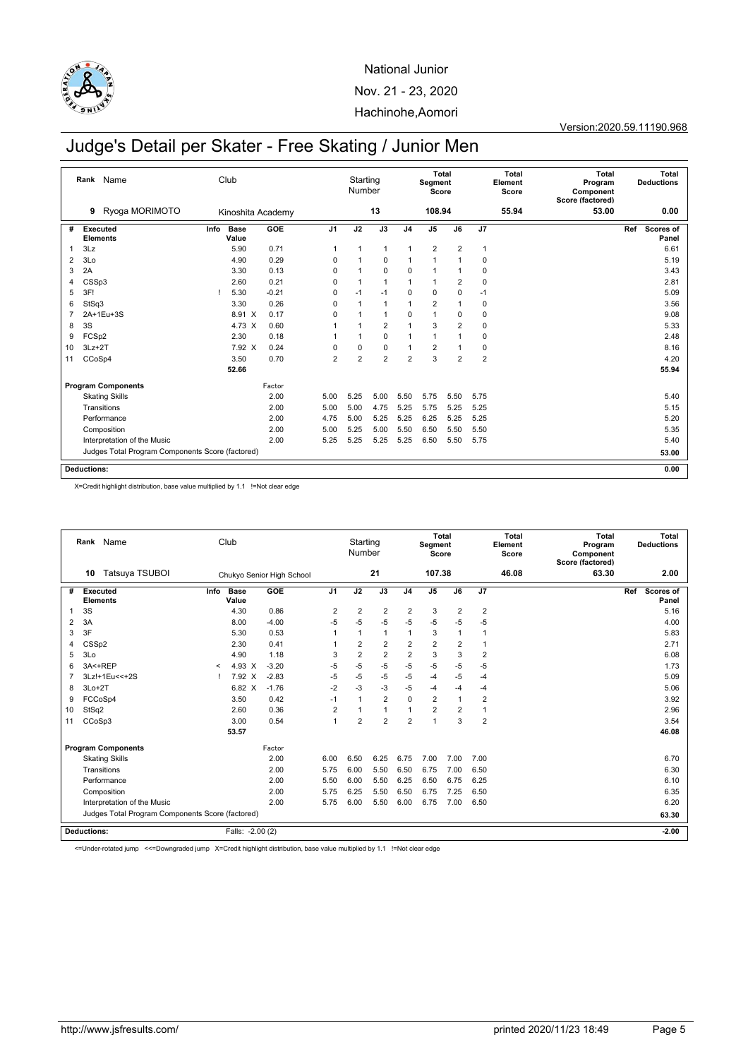National Junior

Nov. 21 - 23, 2020

Hachinohe,Aomori

Version:2020.59.11190.968

# Judge's Detail per Skater - Free Skating / Junior Men

| Rank | Name | Club | Starting Number | Total Segment Score | Total Element Score | Total Program Component Score (factored) | Total Deductions |
|---|---|---|---|---|---|---|---|
| 9 | Ryoga MORIMOTO | Kinoshita Academy | 13 | 108.94 | 55.94 | 53.00 | 0.00 |

| # | Executed Elements | Info | Base Value | | GOE | J1 | J2 | J3 | J4 | J5 | J6 | J7 | Ref | Scores of Panel |
|---|---|---|---|---|---|---|---|---|---|---|---|---|---|---|
| 1 | 3Lz | | 5.90 | | 0.71 | 1 | 1 | 1 | 1 | 2 | 2 | 1 | | 6.61 |
| 2 | 3Lo | | 4.90 | | 0.29 | 0 | 1 | 0 | 1 | 1 | 1 | 0 | | 5.19 |
| 3 | 2A | | 3.30 | | 0.13 | 0 | 1 | 0 | 0 | 1 | 1 | 0 | | 3.43 |
| 4 | CSSp3 | | 2.60 | | 0.21 | 0 | 1 | 1 | 1 | 1 | 2 | 0 | | 2.81 |
| 5 | 3F! | ! | 5.30 | | -0.21 | 0 | -1 | -1 | 0 | 0 | 0 | -1 | | 5.09 |
| 6 | StSq3 | | 3.30 | | 0.26 | 0 | 1 | 1 | 1 | 2 | 1 | 0 | | 3.56 |
| 7 | 2A+1Eu+3S | | 8.91 | X | 0.17 | 0 | 1 | 1 | 0 | 1 | 0 | 0 | | 9.08 |
| 8 | 3S | | 4.73 | X | 0.60 | 1 | 1 | 2 | 1 | 3 | 2 | 0 | | 5.33 |
| 9 | FCSp2 | | 2.30 | | 0.18 | 1 | 1 | 0 | 1 | 1 | 1 | 0 | | 2.48 |
| 10 | 3Lz+2T | | 7.92 | X | 0.24 | 0 | 0 | 0 | 1 | 2 | 1 | 0 | | 8.16 |
| 11 | CCoSp4 | | 3.50 | | 0.70 | 2 | 2 | 2 | 2 | 3 | 2 | 2 | | 4.20 |
| | | | 52.66 | | | | | | | | | | | 55.94 |

| Program Components | Factor | J1 | J2 | J3 | J4 | J5 | J6 | J7 | Scores of Panel |
|---|---|---|---|---|---|---|---|---|---|
| Skating Skills | 2.00 | 5.00 | 5.25 | 5.00 | 5.50 | 5.75 | 5.50 | 5.75 | 5.40 |
| Transitions | 2.00 | 5.00 | 5.00 | 4.75 | 5.25 | 5.75 | 5.25 | 5.25 | 5.15 |
| Performance | 2.00 | 4.75 | 5.00 | 5.25 | 5.25 | 6.25 | 5.25 | 5.25 | 5.20 |
| Composition | 2.00 | 5.00 | 5.25 | 5.00 | 5.50 | 6.50 | 5.50 | 5.50 | 5.35 |
| Interpretation of the Music | 2.00 | 5.25 | 5.25 | 5.25 | 5.25 | 6.50 | 5.50 | 5.75 | 5.40 |
| Judges Total Program Components Score (factored) | | | | | | | | | 53.00 |

**Deductions:** 0.00

X=Credit highlight distribution, base value multiplied by 1.1 !=Not clear edge

| Rank | Name | Club | Starting Number | Total Segment Score | Total Element Score | Total Program Component Score (factored) | Total Deductions |
|---|---|---|---|---|---|---|---|
| 10 | Tatsuya TSUBOI | Chukyo Senior High School | 21 | 107.38 | 46.08 | 63.30 | 2.00 |

| # | Executed Elements | Info | Base Value | | GOE | J1 | J2 | J3 | J4 | J5 | J6 | J7 | Ref | Scores of Panel |
|---|---|---|---|---|---|---|---|---|---|---|---|---|---|---|
| 1 | 3S | | 4.30 | | 0.86 | 2 | 2 | 2 | 2 | 3 | 2 | 2 | | 5.16 |
| 2 | 3A | | 8.00 | | -4.00 | -5 | -5 | -5 | -5 | -5 | -5 | -5 | | 4.00 |
| 3 | 3F | | 5.30 | | 0.53 | 1 | 1 | 1 | 1 | 3 | 1 | 1 | | 5.83 |
| 4 | CSSp2 | | 2.30 | | 0.41 | 1 | 2 | 2 | 2 | 2 | 2 | 1 | | 2.71 |
| 5 | 3Lo | | 4.90 | | 1.18 | 3 | 2 | 2 | 2 | 3 | 3 | 2 | | 6.08 |
| 6 | 3A<+REP | < | 4.93 | X | -3.20 | -5 | -5 | -5 | -5 | -5 | -5 | -5 | | 1.73 |
| 7 | 3Lz!+1Eu<<+2S | ! | 7.92 | X | -2.83 | -5 | -5 | -5 | -5 | -4 | -5 | -4 | | 5.09 |
| 8 | 3Lo+2T | | 6.82 | X | -1.76 | -2 | -3 | -3 | -5 | -4 | -4 | -4 | | 5.06 |
| 9 | FCCoSp4 | | 3.50 | | 0.42 | -1 | 1 | 2 | 0 | 2 | 1 | 2 | | 3.92 |
| 10 | StSq2 | | 2.60 | | 0.36 | 2 | 1 | 1 | 1 | 2 | 2 | 1 | | 2.96 |
| 11 | CCoSp3 | | 3.00 | | 0.54 | 1 | 2 | 2 | 2 | 1 | 3 | 2 | | 3.54 |
| | | | 53.57 | | | | | | | | | | | 46.08 |

| Program Components | Factor | J1 | J2 | J3 | J4 | J5 | J6 | J7 | Scores of Panel |
|---|---|---|---|---|---|---|---|---|---|
| Skating Skills | 2.00 | 6.00 | 6.50 | 6.25 | 6.75 | 7.00 | 7.00 | 7.00 | 6.70 |
| Transitions | 2.00 | 5.75 | 6.00 | 5.50 | 6.50 | 6.75 | 7.00 | 6.50 | 6.30 |
| Performance | 2.00 | 5.50 | 6.00 | 5.50 | 6.25 | 6.50 | 6.75 | 6.25 | 6.10 |
| Composition | 2.00 | 5.75 | 6.25 | 5.50 | 6.50 | 6.75 | 7.25 | 6.50 | 6.35 |
| Interpretation of the Music | 2.00 | 5.75 | 6.00 | 5.50 | 6.00 | 6.75 | 7.00 | 6.50 | 6.20 |
| Judges Total Program Components Score (factored) | | | | | | | | | 63.30 |

**Deductions:** Falls: -2.00 (2) -2.00

<=Under-rotated jump <<=Downgraded jump X=Credit highlight distribution, base value multiplied by 1.1 !=Not clear edge

http://www.jsfresults.com/ printed 2020/11/23 18:49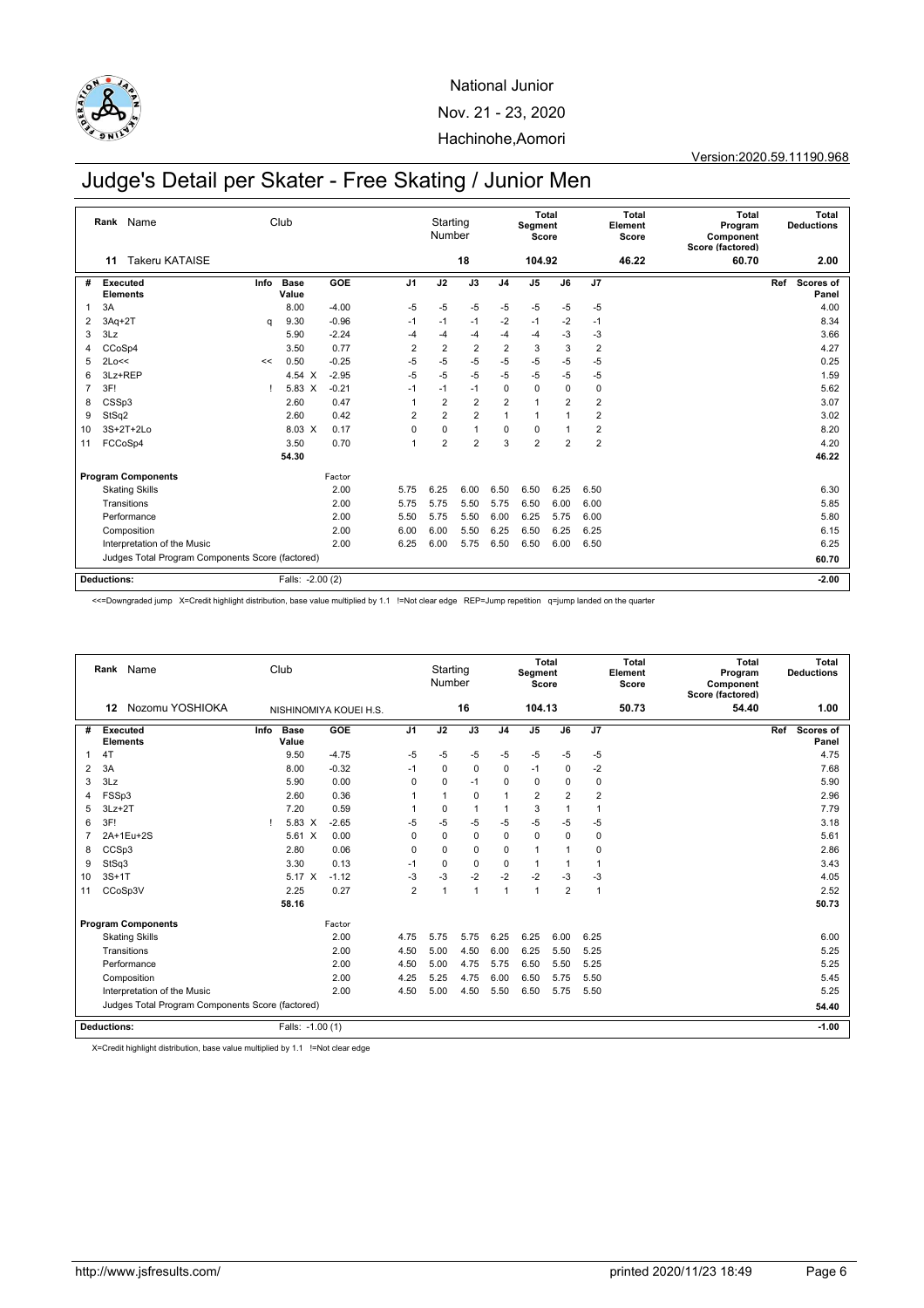National Junior

Nov. 21 - 23, 2020

Hachinohe,Aomori

Version:2020.59.11190.968

# Judge's Detail per Skater - Free Skating / Junior Men

| Rank | Name | Club | Starting Number | Total Segment Score | Total Element Score | Total Program Component Score (factored) | Total Deductions |
|---|---|---|---|---|---|---|---|
| 11 | Takeru KATAISE | | 18 | 104.92 | 46.22 | 60.70 | 2.00 |

| # | Executed Elements | Info | Base Value | | GOE | J1 | J2 | J3 | J4 | J5 | J6 | J7 | Ref | Scores of Panel |
|---|---|---|---|---|---|---|---|---|---|---|---|---|---|---|
| 1 | 3A | | 8.00 | | -4.00 | -5 | -5 | -5 | -5 | -5 | -5 | -5 | | 4.00 |
| 2 | 3Aq+2T | q | 9.30 | | -0.96 | -1 | -1 | -1 | -2 | -1 | -2 | -1 | | 8.34 |
| 3 | 3Lz | | 5.90 | | -2.24 | -4 | -4 | -4 | -4 | -4 | -3 | -3 | | 3.66 |
| 4 | CCoSp4 | | 3.50 | | 0.77 | 2 | 2 | 2 | 2 | 3 | 3 | 2 | | 4.27 |
| 5 | 2Lo<< | << | 0.50 | | -0.25 | -5 | -5 | -5 | -5 | -5 | -5 | -5 | | 0.25 |
| 6 | 3Lz+REP | | 4.54 | X | -2.95 | -5 | -5 | -5 | -5 | -5 | -5 | -5 | | 1.59 |
| 7 | 3F! | ! | 5.83 | X | -0.21 | -1 | -1 | -1 | 0 | 0 | 0 | 0 | | 5.62 |
| 8 | CSSp3 | | 2.60 | | 0.47 | 1 | 2 | 2 | 2 | 1 | 2 | 2 | | 3.07 |
| 9 | StSq2 | | 2.60 | | 0.42 | 2 | 2 | 2 | 1 | 1 | 1 | 2 | | 3.02 |
| 10 | 3S+2T+2Lo | | 8.03 | X | 0.17 | 0 | 0 | 1 | 0 | 0 | 1 | 2 | | 8.20 |
| 11 | FCCoSp4 | | 3.50 | | 0.70 | 1 | 2 | 2 | 3 | 2 | 2 | 2 | | 4.20 |
| | | | 54.30 | | | | | | | | | | | 46.22 |

| Program Components | Factor | J1 | J2 | J3 | J4 | J5 | J6 | J7 | Scores of Panel |
|---|---|---|---|---|---|---|---|---|---|
| Skating Skills | 2.00 | 5.75 | 6.25 | 6.00 | 6.50 | 6.50 | 6.25 | 6.50 | 6.30 |
| Transitions | 2.00 | 5.75 | 5.75 | 5.50 | 5.75 | 6.50 | 6.00 | 6.00 | 5.85 |
| Performance | 2.00 | 5.50 | 5.75 | 5.50 | 6.00 | 6.25 | 5.75 | 6.00 | 5.80 |
| Composition | 2.00 | 6.00 | 6.00 | 5.50 | 6.25 | 6.50 | 6.25 | 6.25 | 6.15 |
| Interpretation of the Music | 2.00 | 6.25 | 6.00 | 5.75 | 6.50 | 6.50 | 6.00 | 6.50 | 6.25 |
| Judges Total Program Components Score (factored) | | | | | | | | | 60.70 |

**Deductions:** Falls: -2.00 (2) — -2.00

<<=Downgraded jump X=Credit highlight distribution, base value multiplied by 1.1 !=Not clear edge REP=Jump repetition q=jump landed on the quarter

| Rank | Name | Club | Starting Number | Total Segment Score | Total Element Score | Total Program Component Score (factored) | Total Deductions |
|---|---|---|---|---|---|---|---|
| 12 | Nozomu YOSHIOKA | NISHINOMIYA KOUEI H.S. | 16 | 104.13 | 50.73 | 54.40 | 1.00 |

| # | Executed Elements | Info | Base Value | | GOE | J1 | J2 | J3 | J4 | J5 | J6 | J7 | Ref | Scores of Panel |
|---|---|---|---|---|---|---|---|---|---|---|---|---|---|---|
| 1 | 4T | | 9.50 | | -4.75 | -5 | -5 | -5 | -5 | -5 | -5 | -5 | | 4.75 |
| 2 | 3A | | 8.00 | | -0.32 | -1 | 0 | 0 | 0 | -1 | 0 | -2 | | 7.68 |
| 3 | 3Lz | | 5.90 | | 0.00 | 0 | 0 | -1 | 0 | 0 | 0 | 0 | | 5.90 |
| 4 | FSSp3 | | 2.60 | | 0.36 | 1 | 1 | 0 | 1 | 2 | 2 | 2 | | 2.96 |
| 5 | 3Lz+2T | | 7.20 | | 0.59 | 1 | 0 | 1 | 1 | 3 | 1 | 1 | | 7.79 |
| 6 | 3F! | ! | 5.83 | X | -2.65 | -5 | -5 | -5 | -5 | -5 | -5 | -5 | | 3.18 |
| 7 | 2A+1Eu+2S | | 5.61 | X | 0.00 | 0 | 0 | 0 | 0 | 0 | 0 | 0 | | 5.61 |
| 8 | CCSp3 | | 2.80 | | 0.06 | 0 | 0 | 0 | 0 | 1 | 1 | 0 | | 2.86 |
| 9 | StSq3 | | 3.30 | | 0.13 | -1 | 0 | 0 | 0 | 1 | 1 | 1 | | 3.43 |
| 10 | 3S+1T | | 5.17 | X | -1.12 | -3 | -3 | -2 | -2 | -2 | -3 | -3 | | 4.05 |
| 11 | CCoSp3V | | 2.25 | | 0.27 | 2 | 1 | 1 | 1 | 1 | 2 | 1 | | 2.52 |
| | | | 58.16 | | | | | | | | | | | 50.73 |

| Program Components | Factor | J1 | J2 | J3 | J4 | J5 | J6 | J7 | Scores of Panel |
|---|---|---|---|---|---|---|---|---|---|
| Skating Skills | 2.00 | 4.75 | 5.75 | 5.75 | 6.25 | 6.25 | 6.00 | 6.25 | 6.00 |
| Transitions | 2.00 | 4.50 | 5.00 | 4.50 | 6.00 | 6.25 | 5.50 | 5.25 | 5.25 |
| Performance | 2.00 | 4.50 | 5.00 | 4.75 | 5.75 | 6.50 | 5.50 | 5.25 | 5.25 |
| Composition | 2.00 | 4.25 | 5.25 | 4.75 | 6.00 | 6.50 | 5.75 | 5.50 | 5.45 |
| Interpretation of the Music | 2.00 | 4.50 | 5.00 | 4.50 | 5.50 | 6.50 | 5.75 | 5.50 | 5.25 |
| Judges Total Program Components Score (factored) | | | | | | | | | 54.40 |

**Deductions:** Falls: -1.00 (1) — -1.00

X=Credit highlight distribution, base value multiplied by 1.1 !=Not clear edge

http://www.jsfresults.com/ printed 2020/11/23 18:49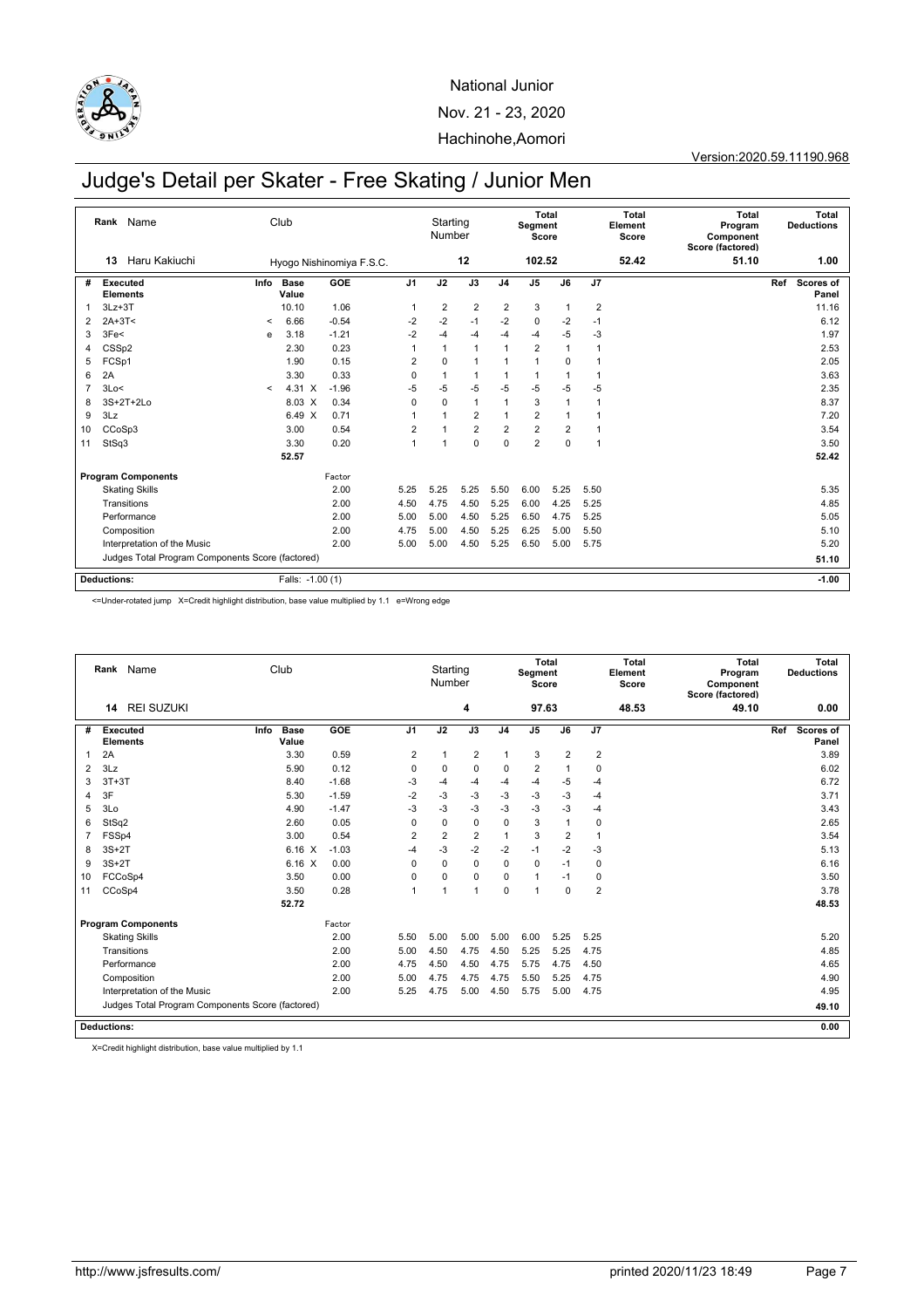National Junior

Nov. 21 - 23, 2020

Hachinohe,Aomori

Version:2020.59.11190.968

# Judge's Detail per Skater - Free Skating / Junior Men

| Rank | Name | Club | Starting Number | Total Segment Score | Total Element Score | Total Program Component Score (factored) | Total Deductions |
|---|---|---|---|---|---|---|---|
| 13 | Haru Kakiuchi | Hyogo Nishinomiya F.S.C. | 12 | 102.52 | 52.42 | 51.10 | 1.00 |

| # | Executed Elements | Info | Base Value | GOE | J1 | J2 | J3 | J4 | J5 | J6 | J7 | Ref | Scores of Panel |
|---|---|---|---|---|---|---|---|---|---|---|---|---|---|
| 1 | 3Lz+3T | | 10.10 | 1.06 | 1 | 2 | 2 | 2 | 3 | 1 | 2 | | 11.16 |
| 2 | 2A+3T< | < | 6.66 | -0.54 | -2 | -2 | -1 | -2 | 0 | -2 | -1 | | 6.12 |
| 3 | 3Fe< | e | 3.18 | -1.21 | -2 | -4 | -4 | -4 | -4 | -5 | -3 | | 1.97 |
| 4 | CSSp2 | | 2.30 | 0.23 | 1 | 1 | 1 | 1 | 2 | 1 | 1 | | 2.53 |
| 5 | FCSp1 | | 1.90 | 0.15 | 2 | 0 | 1 | 1 | 1 | 0 | 1 | | 2.05 |
| 6 | 2A | | 3.30 | 0.33 | 0 | 1 | 1 | 1 | 1 | 1 | 1 | | 3.63 |
| 7 | 3Lo< | < | 4.31 X | -1.96 | -5 | -5 | -5 | -5 | -5 | -5 | -5 | | 2.35 |
| 8 | 3S+2T+2Lo | | 8.03 X | 0.34 | 0 | 0 | 1 | 1 | 3 | 1 | 1 | | 8.37 |
| 9 | 3Lz | | 6.49 X | 0.71 | 1 | 1 | 2 | 1 | 2 | 1 | 1 | | 7.20 |
| 10 | CCoSp3 | | 3.00 | 0.54 | 2 | 1 | 2 | 2 | 2 | 2 | 1 | | 3.54 |
| 11 | StSq3 | | 3.30 | 0.20 | 1 | 1 | 0 | 0 | 2 | 0 | 1 | | 3.50 |
| | | | 52.57 | | | | | | | | | | 52.42 |

| Program Components | Factor | J1 | J2 | J3 | J4 | J5 | J6 | J7 | Scores of Panel |
|---|---|---|---|---|---|---|---|---|---|
| Skating Skills | 2.00 | 5.25 | 5.25 | 5.25 | 5.50 | 6.00 | 5.25 | 5.50 | 5.35 |
| Transitions | 2.00 | 4.50 | 4.75 | 4.50 | 5.25 | 6.00 | 4.25 | 5.25 | 4.85 |
| Performance | 2.00 | 5.00 | 5.00 | 4.50 | 5.25 | 6.50 | 4.75 | 5.25 | 5.05 |
| Composition | 2.00 | 4.75 | 5.00 | 4.50 | 5.25 | 6.25 | 5.00 | 5.50 | 5.10 |
| Interpretation of the Music | 2.00 | 5.00 | 5.00 | 4.50 | 5.25 | 6.50 | 5.00 | 5.75 | 5.20 |
| Judges Total Program Components Score (factored) | | | | | | | | | 51.10 |

**Deductions:** Falls: -1.00 (1) — -1.00

<=Under-rotated jump X=Credit highlight distribution, base value multiplied by 1.1 e=Wrong edge

| Rank | Name | Club | Starting Number | Total Segment Score | Total Element Score | Total Program Component Score (factored) | Total Deductions |
|---|---|---|---|---|---|---|---|
| 14 | REI SUZUKI | | 4 | 97.63 | 48.53 | 49.10 | 0.00 |

| # | Executed Elements | Info | Base Value | GOE | J1 | J2 | J3 | J4 | J5 | J6 | J7 | Ref | Scores of Panel |
|---|---|---|---|---|---|---|---|---|---|---|---|---|---|
| 1 | 2A | | 3.30 | 0.59 | 2 | 1 | 2 | 1 | 3 | 2 | 2 | | 3.89 |
| 2 | 3Lz | | 5.90 | 0.12 | 0 | 0 | 0 | 0 | 2 | 1 | 0 | | 6.02 |
| 3 | 3T+3T | | 8.40 | -1.68 | -3 | -4 | -4 | -4 | -4 | -5 | -4 | | 6.72 |
| 4 | 3F | | 5.30 | -1.59 | -2 | -3 | -3 | -3 | -3 | -3 | -4 | | 3.71 |
| 5 | 3Lo | | 4.90 | -1.47 | -3 | -3 | -3 | -3 | -3 | -3 | -4 | | 3.43 |
| 6 | StSq2 | | 2.60 | 0.05 | 0 | 0 | 0 | 0 | 3 | 1 | 0 | | 2.65 |
| 7 | FSSp4 | | 3.00 | 0.54 | 2 | 2 | 2 | 1 | 3 | 2 | 1 | | 3.54 |
| 8 | 3S+2T | | 6.16 X | -1.03 | -4 | -3 | -2 | -2 | -1 | -2 | -3 | | 5.13 |
| 9 | 3S+2T | | 6.16 X | 0.00 | 0 | 0 | 0 | 0 | 0 | -1 | 0 | | 6.16 |
| 10 | FCCoSp4 | | 3.50 | 0.00 | 0 | 0 | 0 | 0 | 1 | -1 | 0 | | 3.50 |
| 11 | CCoSp4 | | 3.50 | 0.28 | 1 | 1 | 1 | 0 | 1 | 0 | 2 | | 3.78 |
| | | | 52.72 | | | | | | | | | | 48.53 |

| Program Components | Factor | J1 | J2 | J3 | J4 | J5 | J6 | J7 | Scores of Panel |
|---|---|---|---|---|---|---|---|---|---|
| Skating Skills | 2.00 | 5.50 | 5.00 | 5.00 | 5.00 | 6.00 | 5.25 | 5.25 | 5.20 |
| Transitions | 2.00 | 5.00 | 4.50 | 4.75 | 4.50 | 5.25 | 5.25 | 4.75 | 4.85 |
| Performance | 2.00 | 4.75 | 4.50 | 4.50 | 4.75 | 5.75 | 4.75 | 4.50 | 4.65 |
| Composition | 2.00 | 5.00 | 4.75 | 4.75 | 4.75 | 5.50 | 5.25 | 4.75 | 4.90 |
| Interpretation of the Music | 2.00 | 5.25 | 4.75 | 5.00 | 4.50 | 5.75 | 5.00 | 4.75 | 4.95 |
| Judges Total Program Components Score (factored) | | | | | | | | | 49.10 |

**Deductions:** 0.00

X=Credit highlight distribution, base value multiplied by 1.1

http://www.jsfresults.com/ printed 2020/11/23 18:49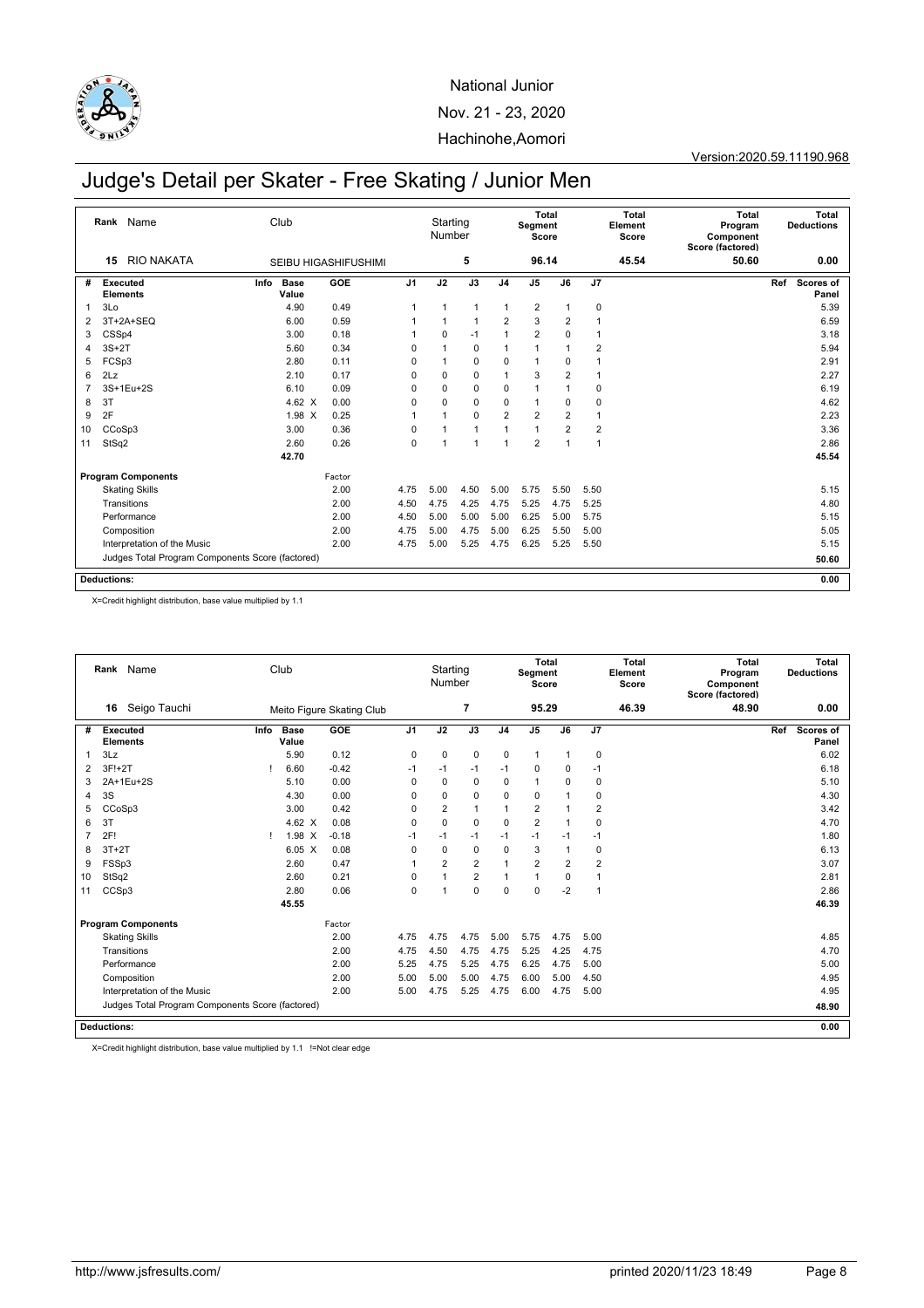National Junior

Nov. 21 - 23, 2020

Hachinohe,Aomori

Version:2020.59.11190.968

# Judge's Detail per Skater - Free Skating / Junior Men

| Rank | Name | Club | Starting Number | Total Segment Score | Total Element Score | Total Program Component Score (factored) | Total Deductions |
|---|---|---|---|---|---|---|---|
| 15 | RIO NAKATA | SEIBU HIGASHIFUSHIMI | 5 | 96.14 | 45.54 | 50.60 | 0.00 |

| # | Executed Elements | Info | Base Value | GOE | J1 | J2 | J3 | J4 | J5 | J6 | J7 | Ref | Scores of Panel |
|---|---|---|---|---|---|---|---|---|---|---|---|---|---|
| 1 | 3Lo | | 4.90 | 0.49 | 1 | 1 | 1 | 1 | 2 | 1 | 0 | | 5.39 |
| 2 | 3T+2A+SEQ | | 6.00 | 0.59 | 1 | 1 | 1 | 2 | 3 | 2 | 1 | | 6.59 |
| 3 | CSSp4 | | 3.00 | 0.18 | 1 | 0 | -1 | 1 | 2 | 0 | 1 | | 3.18 |
| 4 | 3S+2T | | 5.60 | 0.34 | 0 | 1 | 0 | 1 | 1 | 1 | 2 | | 5.94 |
| 5 | FCSp3 | | 2.80 | 0.11 | 0 | 1 | 0 | 0 | 1 | 0 | 1 | | 2.91 |
| 6 | 2Lz | | 2.10 | 0.17 | 0 | 0 | 0 | 1 | 3 | 2 | 1 | | 2.27 |
| 7 | 3S+1Eu+2S | | 6.10 | 0.09 | 0 | 0 | 0 | 0 | 1 | 1 | 0 | | 6.19 |
| 8 | 3T | | 4.62 X | 0.00 | 0 | 0 | 0 | 0 | 1 | 0 | 0 | | 4.62 |
| 9 | 2F | | 1.98 X | 0.25 | 1 | 1 | 0 | 2 | 2 | 2 | 1 | | 2.23 |
| 10 | CCoSp3 | | 3.00 | 0.36 | 0 | 1 | 1 | 1 | 1 | 2 | 2 | | 3.36 |
| 11 | StSq2 | | 2.60 | 0.26 | 0 | 1 | 1 | 1 | 2 | 1 | 1 | | 2.86 |
| | | | 42.70 | | | | | | | | | | 45.54 |

| Program Components | Factor | J1 | J2 | J3 | J4 | J5 | J6 | J7 | Scores of Panel |
|---|---|---|---|---|---|---|---|---|---|
| Skating Skills | 2.00 | 4.75 | 5.00 | 4.50 | 5.00 | 5.75 | 5.50 | 5.50 | 5.15 |
| Transitions | 2.00 | 4.50 | 4.75 | 4.25 | 4.75 | 5.25 | 4.75 | 5.25 | 4.80 |
| Performance | 2.00 | 4.50 | 5.00 | 5.00 | 5.00 | 6.25 | 5.00 | 5.75 | 5.15 |
| Composition | 2.00 | 4.75 | 5.00 | 4.75 | 5.00 | 6.25 | 5.50 | 5.00 | 5.05 |
| Interpretation of the Music | 2.00 | 4.75 | 5.00 | 5.25 | 4.75 | 6.25 | 5.25 | 5.50 | 5.15 |
| Judges Total Program Components Score (factored) | | | | | | | | | 50.60 |

| Deductions: | 0.00 |
|---|---|

X=Credit highlight distribution, base value multiplied by 1.1

| Rank | Name | Club | Starting Number | Total Segment Score | Total Element Score | Total Program Component Score (factored) | Total Deductions |
|---|---|---|---|---|---|---|---|
| 16 | Seigo Tauchi | Meito Figure Skating Club | 7 | 95.29 | 46.39 | 48.90 | 0.00 |

| # | Executed Elements | Info | Base Value | GOE | J1 | J2 | J3 | J4 | J5 | J6 | J7 | Ref | Scores of Panel |
|---|---|---|---|---|---|---|---|---|---|---|---|---|---|
| 1 | 3Lz | | 5.90 | 0.12 | 0 | 0 | 0 | 0 | 1 | 1 | 0 | | 6.02 |
| 2 | 3F!+2T | ! | 6.60 | -0.42 | -1 | -1 | -1 | -1 | 0 | 0 | -1 | | 6.18 |
| 3 | 2A+1Eu+2S | | 5.10 | 0.00 | 0 | 0 | 0 | 0 | 1 | 0 | 0 | | 5.10 |
| 4 | 3S | | 4.30 | 0.00 | 0 | 0 | 0 | 0 | 0 | 1 | 0 | | 4.30 |
| 5 | CCoSp3 | | 3.00 | 0.42 | 0 | 2 | 1 | 1 | 2 | 1 | 2 | | 3.42 |
| 6 | 3T | | 4.62 X | 0.08 | 0 | 0 | 0 | 0 | 2 | 1 | 0 | | 4.70 |
| 7 | 2F! | ! | 1.98 X | -0.18 | -1 | -1 | -1 | -1 | -1 | -1 | -1 | | 1.80 |
| 8 | 3T+2T | | 6.05 X | 0.08 | 0 | 0 | 0 | 0 | 3 | 1 | 0 | | 6.13 |
| 9 | FSSp3 | | 2.60 | 0.47 | 1 | 2 | 2 | 1 | 2 | 2 | 2 | | 3.07 |
| 10 | StSq2 | | 2.60 | 0.21 | 0 | 1 | 2 | 1 | 1 | 0 | 1 | | 2.81 |
| 11 | CCSp3 | | 2.80 | 0.06 | 0 | 1 | 0 | 0 | 0 | -2 | 1 | | 2.86 |
| | | | 45.55 | | | | | | | | | | 46.39 |

| Program Components | Factor | J1 | J2 | J3 | J4 | J5 | J6 | J7 | Scores of Panel |
|---|---|---|---|---|---|---|---|---|---|
| Skating Skills | 2.00 | 4.75 | 4.75 | 4.75 | 5.00 | 5.75 | 4.75 | 5.00 | 4.85 |
| Transitions | 2.00 | 4.75 | 4.50 | 4.75 | 4.75 | 5.25 | 4.25 | 4.75 | 4.70 |
| Performance | 2.00 | 5.25 | 4.75 | 5.25 | 4.75 | 6.25 | 4.75 | 5.00 | 5.00 |
| Composition | 2.00 | 5.00 | 5.00 | 5.00 | 4.75 | 6.00 | 5.00 | 4.50 | 4.95 |
| Interpretation of the Music | 2.00 | 5.00 | 4.75 | 5.25 | 4.75 | 6.00 | 4.75 | 5.00 | 4.95 |
| Judges Total Program Components Score (factored) | | | | | | | | | 48.90 |

| Deductions: | 0.00 |
|---|---|

X=Credit highlight distribution, base value multiplied by 1.1 !=Not clear edge

http://www.jsfresults.com/ printed 2020/11/23 18:49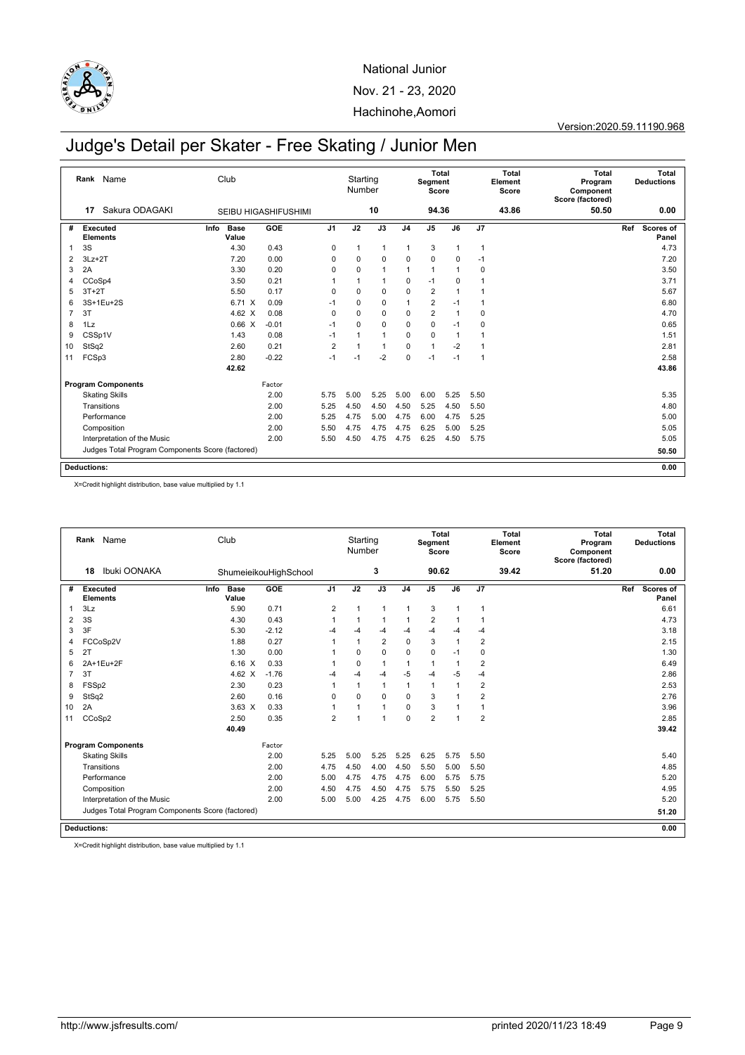National Junior

Nov. 21 - 23, 2020

Hachinohe,Aomori

Version:2020.59.11190.968

# Judge's Detail per Skater - Free Skating / Junior Men

| Rank | Name | Club | Starting Number | Total Segment Score | Total Element Score | Total Program Component Score (factored) | Total Deductions |
|---|---|---|---|---|---|---|---|
| 17 | Sakura ODAGAKI | SEIBU HIGASHIFUSHIMI | 10 | 94.36 | 43.86 | 50.50 | 0.00 |

| # | Executed Elements | Info | Base Value | | GOE | J1 | J2 | J3 | J4 | J5 | J6 | J7 | Ref | Scores of Panel |
|---|---|---|---|---|---|---|---|---|---|---|---|---|---|---|
| 1 | 3S | | 4.30 | | 0.43 | 0 | 1 | 1 | 1 | 3 | 1 | 1 | | 4.73 |
| 2 | 3Lz+2T | | 7.20 | | 0.00 | 0 | 0 | 0 | 0 | 0 | 0 | -1 | | 7.20 |
| 3 | 2A | | 3.30 | | 0.20 | 0 | 0 | 1 | 1 | 1 | 1 | 0 | | 3.50 |
| 4 | CCoSp4 | | 3.50 | | 0.21 | 1 | 1 | 1 | 0 | -1 | 0 | 1 | | 3.71 |
| 5 | 3T+2T | | 5.50 | | 0.17 | 0 | 0 | 0 | 0 | 2 | 1 | 1 | | 5.67 |
| 6 | 3S+1Eu+2S | | 6.71 | X | 0.09 | -1 | 0 | 0 | 1 | 2 | -1 | 1 | | 6.80 |
| 7 | 3T | | 4.62 | X | 0.08 | 0 | 0 | 0 | 0 | 2 | 1 | 0 | | 4.70 |
| 8 | 1Lz | | 0.66 | X | -0.01 | -1 | 0 | 0 | 0 | 0 | -1 | 0 | | 0.65 |
| 9 | CSSp1V | | 1.43 | | 0.08 | -1 | 1 | 1 | 0 | 0 | 1 | 1 | | 1.51 |
| 10 | StSq2 | | 2.60 | | 0.21 | 2 | 1 | 1 | 0 | 1 | -2 | 1 | | 2.81 |
| 11 | FCSp3 | | 2.80 | | -0.22 | -1 | -1 | -2 | 0 | -1 | -1 | 1 | | 2.58 |
| | | | 42.62 | | | | | | | | | | | 43.86 |

| Program Components | Factor | J1 | J2 | J3 | J4 | J5 | J6 | J7 | Scores of Panel |
|---|---|---|---|---|---|---|---|---|---|
| Skating Skills | 2.00 | 5.75 | 5.00 | 5.25 | 5.00 | 6.00 | 5.25 | 5.50 | 5.35 |
| Transitions | 2.00 | 5.25 | 4.50 | 4.50 | 4.50 | 5.25 | 4.50 | 5.50 | 4.80 |
| Performance | 2.00 | 5.25 | 4.75 | 5.00 | 4.75 | 6.00 | 4.75 | 5.25 | 5.00 |
| Composition | 2.00 | 5.50 | 4.75 | 4.75 | 4.75 | 6.25 | 5.00 | 5.25 | 5.05 |
| Interpretation of the Music | 2.00 | 5.50 | 4.50 | 4.75 | 4.75 | 6.25 | 4.50 | 5.75 | 5.05 |
| Judges Total Program Components Score (factored) | | | | | | | | | 50.50 |

**Deductions:** 0.00

X=Credit highlight distribution, base value multiplied by 1.1

| Rank | Name | Club | Starting Number | Total Segment Score | Total Element Score | Total Program Component Score (factored) | Total Deductions |
|---|---|---|---|---|---|---|---|
| 18 | Ibuki OONAKA | ShumeieikouHighSchool | 3 | 90.62 | 39.42 | 51.20 | 0.00 |

| # | Executed Elements | Info | Base Value | | GOE | J1 | J2 | J3 | J4 | J5 | J6 | J7 | Ref | Scores of Panel |
|---|---|---|---|---|---|---|---|---|---|---|---|---|---|---|
| 1 | 3Lz | | 5.90 | | 0.71 | 2 | 1 | 1 | 1 | 3 | 1 | 1 | | 6.61 |
| 2 | 3S | | 4.30 | | 0.43 | 1 | 1 | 1 | 1 | 2 | 1 | 1 | | 4.73 |
| 3 | 3F | | 5.30 | | -2.12 | -4 | -4 | -4 | -4 | -4 | -4 | -4 | | 3.18 |
| 4 | FCCoSp2V | | 1.88 | | 0.27 | 1 | 1 | 2 | 0 | 3 | 1 | 2 | | 2.15 |
| 5 | 2T | | 1.30 | | 0.00 | 1 | 0 | 0 | 0 | 0 | -1 | 0 | | 1.30 |
| 6 | 2A+1Eu+2F | | 6.16 | X | 0.33 | 1 | 0 | 1 | 1 | 1 | 1 | 2 | | 6.49 |
| 7 | 3T | | 4.62 | X | -1.76 | -4 | -4 | -4 | -5 | -4 | -5 | -4 | | 2.86 |
| 8 | FSSp2 | | 2.30 | | 0.23 | 1 | 1 | 1 | 1 | 1 | 1 | 2 | | 2.53 |
| 9 | StSq2 | | 2.60 | | 0.16 | 0 | 0 | 0 | 0 | 3 | 1 | 2 | | 2.76 |
| 10 | 2A | | 3.63 | X | 0.33 | 1 | 1 | 1 | 0 | 3 | 1 | 1 | | 3.96 |
| 11 | CCoSp2 | | 2.50 | | 0.35 | 2 | 1 | 1 | 0 | 2 | 1 | 2 | | 2.85 |
| | | | 40.49 | | | | | | | | | | | 39.42 |

| Program Components | Factor | J1 | J2 | J3 | J4 | J5 | J6 | J7 | Scores of Panel |
|---|---|---|---|---|---|---|---|---|---|
| Skating Skills | 2.00 | 5.25 | 5.00 | 5.25 | 5.25 | 6.25 | 5.75 | 5.50 | 5.40 |
| Transitions | 2.00 | 4.75 | 4.50 | 4.00 | 4.50 | 5.50 | 5.00 | 5.50 | 4.85 |
| Performance | 2.00 | 5.00 | 4.75 | 4.75 | 4.75 | 6.00 | 5.75 | 5.75 | 5.20 |
| Composition | 2.00 | 4.50 | 4.75 | 4.50 | 4.75 | 5.75 | 5.50 | 5.25 | 4.95 |
| Interpretation of the Music | 2.00 | 5.00 | 5.00 | 4.25 | 4.75 | 6.00 | 5.75 | 5.50 | 5.20 |
| Judges Total Program Components Score (factored) | | | | | | | | | 51.20 |

**Deductions:** 0.00

X=Credit highlight distribution, base value multiplied by 1.1

http://www.jsfresults.com/ printed 2020/11/23 18:49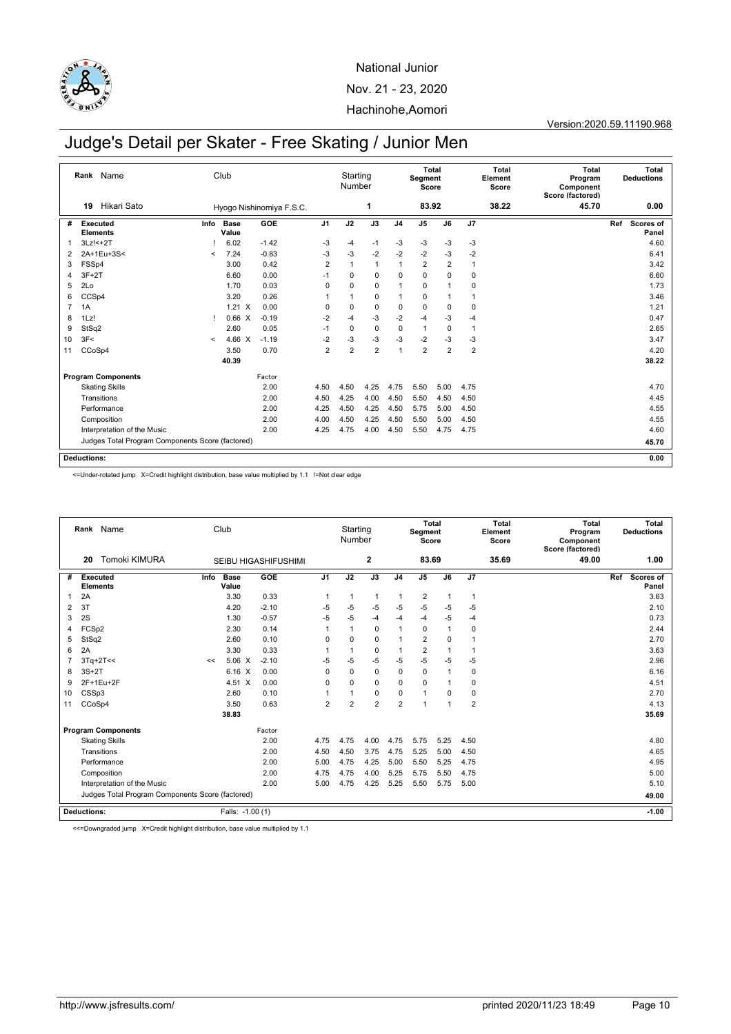National Junior

Nov. 21 - 23, 2020

Hachinohe,Aomori

Version:2020.59.11190.968

# Judge's Detail per Skater - Free Skating / Junior Men

| Rank | Name | Club | Starting Number | Total Segment Score | Total Element Score | Total Program Component Score (factored) | Total Deductions |
|---|---|---|---|---|---|---|---|
| 19 | Hikari Sato | Hyogo Nishinomiya F.S.C. | 1 | 83.92 | 38.22 | 45.70 | 0.00 |

| # | Executed Elements | Info | Base Value | | GOE | J1 | J2 | J3 | J4 | J5 | J6 | J7 | Ref | Scores of Panel |
|---|---|---|---|---|---|---|---|---|---|---|---|---|---|---|
| 1 | 3Lz!<+2T | ! | 6.02 | | -1.42 | -3 | -4 | -1 | -3 | -3 | -3 | -3 | | 4.60 |
| 2 | 2A+1Eu+3S< | < | 7.24 | | -0.83 | -3 | -3 | -2 | -2 | -2 | -3 | -2 | | 6.41 |
| 3 | FSSp4 | | 3.00 | | 0.42 | 2 | 1 | 1 | 1 | 2 | 2 | 1 | | 3.42 |
| 4 | 3F+2T | | 6.60 | | 0.00 | -1 | 0 | 0 | 0 | 0 | 0 | 0 | | 6.60 |
| 5 | 2Lo | | 1.70 | | 0.03 | 0 | 0 | 0 | 1 | 0 | 1 | 0 | | 1.73 |
| 6 | CCSp4 | | 3.20 | | 0.26 | 1 | 1 | 0 | 1 | 0 | 1 | 1 | | 3.46 |
| 7 | 1A | | 1.21 | X | 0.00 | 0 | 0 | 0 | 0 | 0 | 0 | 0 | | 1.21 |
| 8 | 1Lz! | ! | 0.66 | X | -0.19 | -2 | -4 | -3 | -2 | -4 | -3 | -4 | | 0.47 |
| 9 | StSq2 | | 2.60 | | 0.05 | -1 | 0 | 0 | 0 | 1 | 0 | 1 | | 2.65 |
| 10 | 3F< | < | 4.66 | X | -1.19 | -2 | -3 | -3 | -3 | -2 | -3 | -3 | | 3.47 |
| 11 | CCoSp4 | | 3.50 | | 0.70 | 2 | 2 | 2 | 1 | 2 | 2 | 2 | | 4.20 |
| | | | 40.39 | | | | | | | | | | | 38.22 |

| Program Components | Factor | J1 | J2 | J3 | J4 | J5 | J6 | J7 | Scores of Panel |
|---|---|---|---|---|---|---|---|---|---|
| Skating Skills | 2.00 | 4.50 | 4.50 | 4.25 | 4.75 | 5.50 | 5.00 | 4.75 | 4.70 |
| Transitions | 2.00 | 4.50 | 4.25 | 4.00 | 4.50 | 5.50 | 4.50 | 4.50 | 4.45 |
| Performance | 2.00 | 4.25 | 4.50 | 4.25 | 4.50 | 5.75 | 5.00 | 4.50 | 4.55 |
| Composition | 2.00 | 4.00 | 4.50 | 4.25 | 4.50 | 5.50 | 5.00 | 4.50 | 4.55 |
| Interpretation of the Music | 2.00 | 4.25 | 4.75 | 4.00 | 4.50 | 5.50 | 4.75 | 4.75 | 4.60 |
| Judges Total Program Components Score (factored) | | | | | | | | | 45.70 |

**Deductions:** 0.00

<=Under-rotated jump X=Credit highlight distribution, base value multiplied by 1.1 !=Not clear edge

| Rank | Name | Club | Starting Number | Total Segment Score | Total Element Score | Total Program Component Score (factored) | Total Deductions |
|---|---|---|---|---|---|---|---|
| 20 | Tomoki KIMURA | SEIBU HIGASHIFUSHIMI | 2 | 83.69 | 35.69 | 49.00 | 1.00 |

| # | Executed Elements | Info | Base Value | | GOE | J1 | J2 | J3 | J4 | J5 | J6 | J7 | Ref | Scores of Panel |
|---|---|---|---|---|---|---|---|---|---|---|---|---|---|---|
| 1 | 2A | | 3.30 | | 0.33 | 1 | 1 | 1 | 1 | 2 | 1 | 1 | | 3.63 |
| 2 | 3T | | 4.20 | | -2.10 | -5 | -5 | -5 | -5 | -5 | -5 | -5 | | 2.10 |
| 3 | 2S | | 1.30 | | -0.57 | -5 | -5 | -4 | -4 | -4 | -5 | -4 | | 0.73 |
| 4 | FCSp2 | | 2.30 | | 0.14 | 1 | 1 | 0 | 1 | 0 | 1 | 0 | | 2.44 |
| 5 | StSq2 | | 2.60 | | 0.10 | 0 | 0 | 0 | 1 | 2 | 0 | 1 | | 2.70 |
| 6 | 2A | | 3.30 | | 0.33 | 1 | 1 | 0 | 1 | 2 | 1 | 1 | | 3.63 |
| 7 | 3Tq+2T<< | << | 5.06 | X | -2.10 | -5 | -5 | -5 | -5 | -5 | -5 | -5 | | 2.96 |
| 8 | 3S+2T | | 6.16 | X | 0.00 | 0 | 0 | 0 | 0 | 0 | 1 | 0 | | 6.16 |
| 9 | 2F+1Eu+2F | | 4.51 | X | 0.00 | 0 | 0 | 0 | 0 | 0 | 1 | 0 | | 4.51 |
| 10 | CSSp3 | | 2.60 | | 0.10 | 1 | 1 | 0 | 0 | 1 | 0 | 0 | | 2.70 |
| 11 | CCoSp4 | | 3.50 | | 0.63 | 2 | 2 | 2 | 2 | 1 | 1 | 2 | | 4.13 |
| | | | 38.83 | | | | | | | | | | | 35.69 |

| Program Components | Factor | J1 | J2 | J3 | J4 | J5 | J6 | J7 | Scores of Panel |
|---|---|---|---|---|---|---|---|---|---|
| Skating Skills | 2.00 | 4.75 | 4.75 | 4.00 | 4.75 | 5.75 | 5.25 | 4.50 | 4.80 |
| Transitions | 2.00 | 4.50 | 4.50 | 3.75 | 4.75 | 5.25 | 5.00 | 4.50 | 4.65 |
| Performance | 2.00 | 5.00 | 4.75 | 4.25 | 5.00 | 5.50 | 5.25 | 4.75 | 4.95 |
| Composition | 2.00 | 4.75 | 4.75 | 4.00 | 5.25 | 5.75 | 5.50 | 4.75 | 5.00 |
| Interpretation of the Music | 2.00 | 5.00 | 4.75 | 4.25 | 5.25 | 5.50 | 5.75 | 5.00 | 5.10 |
| Judges Total Program Components Score (factored) | | | | | | | | | 49.00 |

**Deductions:** Falls: -1.00 (1) -1.00

<<=Downgraded jump X=Credit highlight distribution, base value multiplied by 1.1

http://www.jsfresults.com/ printed 2020/11/23 18:49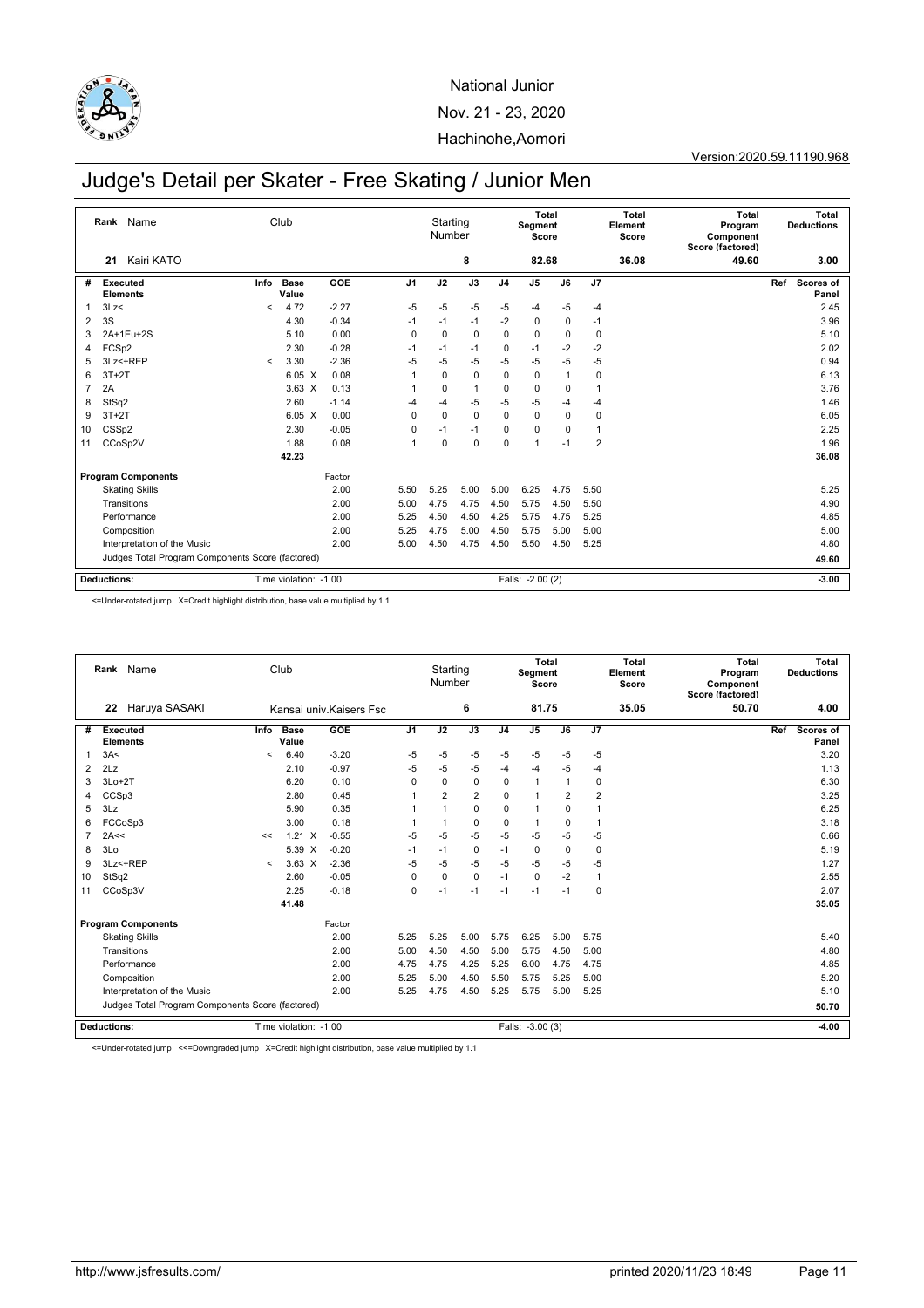National Junior

Nov. 21 - 23, 2020

Hachinohe,Aomori

Version:2020.59.11190.968

# Judge's Detail per Skater - Free Skating / Junior Men

| Rank | Name | Club | Starting Number | Total Segment Score | Total Element Score | Total Program Component Score (factored) | Total Deductions |
|---|---|---|---|---|---|---|---|
| 21 | Kairi KATO | | 8 | 82.68 | 36.08 | 49.60 | 3.00 |

| # | Executed Elements | Info | Base Value | | GOE | J1 | J2 | J3 | J4 | J5 | J6 | J7 | Ref | Scores of Panel |
|---|---|---|---|---|---|---|---|---|---|---|---|---|---|---|
| 1 | 3Lz< | < | 4.72 | | -2.27 | -5 | -5 | -5 | -5 | -4 | -5 | -4 | | 2.45 |
| 2 | 3S | | 4.30 | | -0.34 | -1 | -1 | -1 | -2 | 0 | 0 | -1 | | 3.96 |
| 3 | 2A+1Eu+2S | | 5.10 | | 0.00 | 0 | 0 | 0 | 0 | 0 | 0 | 0 | | 5.10 |
| 4 | FCSp2 | | 2.30 | | -0.28 | -1 | -1 | -1 | 0 | -1 | -2 | -2 | | 2.02 |
| 5 | 3Lz<+REP | < | 3.30 | | -2.36 | -5 | -5 | -5 | -5 | -5 | -5 | -5 | | 0.94 |
| 6 | 3T+2T | | 6.05 | X | 0.08 | 1 | 0 | 0 | 0 | 0 | 1 | 0 | | 6.13 |
| 7 | 2A | | 3.63 | X | 0.13 | 1 | 0 | 1 | 0 | 0 | 0 | 1 | | 3.76 |
| 8 | StSq2 | | 2.60 | | -1.14 | -4 | -4 | -5 | -5 | -5 | -4 | -4 | | 1.46 |
| 9 | 3T+2T | | 6.05 | X | 0.00 | 0 | 0 | 0 | 0 | 0 | 0 | 0 | | 6.05 |
| 10 | CSSp2 | | 2.30 | | -0.05 | 0 | -1 | -1 | 0 | 0 | 0 | 1 | | 2.25 |
| 11 | CCoSp2V | | 1.88 | | 0.08 | 1 | 0 | 0 | 0 | 1 | -1 | 2 | | 1.96 |
| | | | 42.23 | | | | | | | | | | | 36.08 |
| | **Program Components** | | | | Factor | | | | | | | | | |
| | Skating Skills | | | | 2.00 | 5.50 | 5.25 | 5.00 | 5.00 | 6.25 | 4.75 | 5.50 | | 5.25 |
| | Transitions | | | | 2.00 | 5.00 | 4.75 | 4.75 | 4.50 | 5.75 | 4.50 | 5.50 | | 4.90 |
| | Performance | | | | 2.00 | 5.25 | 4.50 | 4.50 | 4.25 | 5.75 | 4.75 | 5.25 | | 4.85 |
| | Composition | | | | 2.00 | 5.25 | 4.75 | 5.00 | 4.50 | 5.75 | 5.00 | 5.00 | | 5.00 |
| | Interpretation of the Music | | | | 2.00 | 5.00 | 4.50 | 4.75 | 4.50 | 5.50 | 4.50 | 5.25 | | 4.80 |
| | Judges Total Program Components Score (factored) | | | | | | | | | | | | | 49.60 |
| | **Deductions:** | | Time violation: -1.00 | | | | | | | Falls: -2.00 (2) | | | | -3.00 |

<=Under-rotated jump X=Credit highlight distribution, base value multiplied by 1.1

| Rank | Name | Club | Starting Number | Total Segment Score | Total Element Score | Total Program Component Score (factored) | Total Deductions |
|---|---|---|---|---|---|---|---|
| 22 | Haruya SASAKI | Kansai univ.Kaisers Fsc | 6 | 81.75 | 35.05 | 50.70 | 4.00 |

| # | Executed Elements | Info | Base Value | | GOE | J1 | J2 | J3 | J4 | J5 | J6 | J7 | Ref | Scores of Panel |
|---|---|---|---|---|---|---|---|---|---|---|---|---|---|---|
| 1 | 3A< | < | 6.40 | | -3.20 | -5 | -5 | -5 | -5 | -5 | -5 | -5 | | 3.20 |
| 2 | 2Lz | | 2.10 | | -0.97 | -5 | -5 | -5 | -4 | -4 | -5 | -4 | | 1.13 |
| 3 | 3Lo+2T | | 6.20 | | 0.10 | 0 | 0 | 0 | 0 | 1 | 1 | 0 | | 6.30 |
| 4 | CCSp3 | | 2.80 | | 0.45 | 1 | 2 | 2 | 0 | 1 | 2 | 2 | | 3.25 |
| 5 | 3Lz | | 5.90 | | 0.35 | 1 | 1 | 0 | 0 | 1 | 0 | 1 | | 6.25 |
| 6 | FCCoSp3 | | 3.00 | | 0.18 | 1 | 1 | 0 | 0 | 1 | 0 | 1 | | 3.18 |
| 7 | 2A<< | << | 1.21 | X | -0.55 | -5 | -5 | -5 | -5 | -5 | -5 | -5 | | 0.66 |
| 8 | 3Lo | | 5.39 | X | -0.20 | -1 | -1 | 0 | -1 | 0 | 0 | 0 | | 5.19 |
| 9 | 3Lz<+REP | < | 3.63 | X | -2.36 | -5 | -5 | -5 | -5 | -5 | -5 | -5 | | 1.27 |
| 10 | StSq2 | | 2.60 | | -0.05 | 0 | 0 | 0 | -1 | 0 | -2 | 1 | | 2.55 |
| 11 | CCoSp3V | | 2.25 | | -0.18 | 0 | -1 | -1 | -1 | -1 | -1 | 0 | | 2.07 |
| | | | 41.48 | | | | | | | | | | | 35.05 |
| | **Program Components** | | | | Factor | | | | | | | | | |
| | Skating Skills | | | | 2.00 | 5.25 | 5.25 | 5.00 | 5.75 | 6.25 | 5.00 | 5.75 | | 5.40 |
| | Transitions | | | | 2.00 | 5.00 | 4.50 | 4.50 | 5.00 | 5.75 | 4.50 | 5.00 | | 4.80 |
| | Performance | | | | 2.00 | 4.75 | 4.75 | 4.25 | 5.25 | 6.00 | 4.75 | 4.75 | | 4.85 |
| | Composition | | | | 2.00 | 5.25 | 5.00 | 4.50 | 5.50 | 5.75 | 5.25 | 5.00 | | 5.20 |
| | Interpretation of the Music | | | | 2.00 | 5.25 | 4.75 | 4.50 | 5.25 | 5.75 | 5.00 | 5.25 | | 5.10 |
| | Judges Total Program Components Score (factored) | | | | | | | | | | | | | 50.70 |
| | **Deductions:** | | Time violation: -1.00 | | | | | | | Falls: -3.00 (3) | | | | -4.00 |

<=Under-rotated jump <<=Downgraded jump X=Credit highlight distribution, base value multiplied by 1.1

http://www.jsfresults.com/ printed 2020/11/23 18:49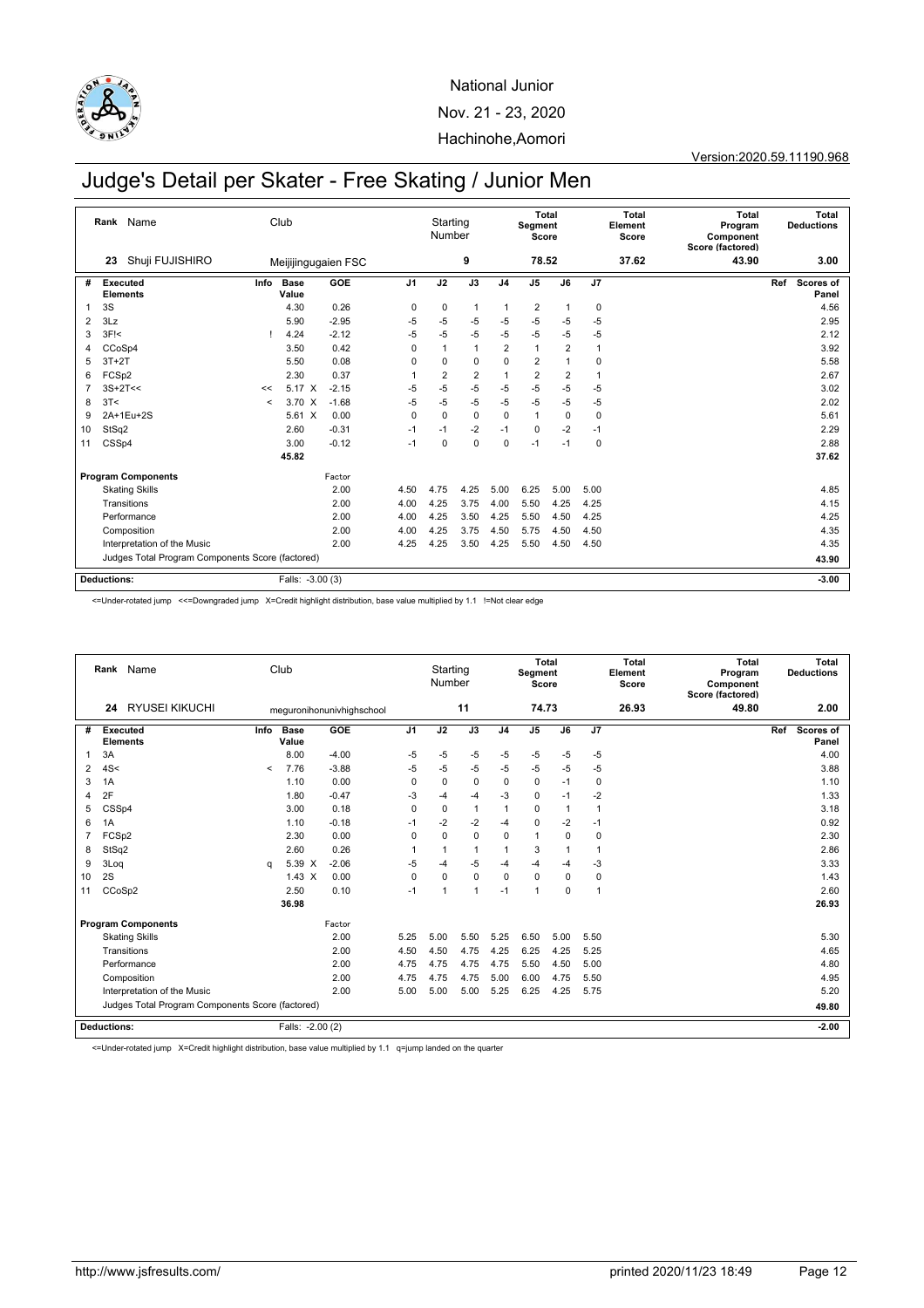National Junior

Nov. 21 - 23, 2020

Hachinohe,Aomori

Version:2020.59.11190.968

# Judge's Detail per Skater - Free Skating / Junior Men

| Rank | Name | Club | Starting Number | Total Segment Score | Total Element Score | Total Program Component Score (factored) | Total Deductions |
|---|---|---|---|---|---|---|---|
| 23 | Shuji FUJISHIRO | Meijijingugaien FSC | 9 | 78.52 | 37.62 | 43.90 | 3.00 |

| # | Executed Elements | Info | Base Value | | GOE | J1 | J2 | J3 | J4 | J5 | J6 | J7 | Ref | Scores of Panel |
|---|---|---|---|---|---|---|---|---|---|---|---|---|---|---|
| 1 | 3S | | 4.30 | | 0.26 | 0 | 0 | 1 | 1 | 2 | 1 | 0 | | 4.56 |
| 2 | 3Lz | | 5.90 | | -2.95 | -5 | -5 | -5 | -5 | -5 | -5 | -5 | | 2.95 |
| 3 | 3F!< | ! | 4.24 | | -2.12 | -5 | -5 | -5 | -5 | -5 | -5 | -5 | | 2.12 |
| 4 | CCoSp4 | | 3.50 | | 0.42 | 0 | 1 | 1 | 2 | 1 | 2 | 1 | | 3.92 |
| 5 | 3T+2T | | 5.50 | | 0.08 | 0 | 0 | 0 | 0 | 2 | 1 | 0 | | 5.58 |
| 6 | FCSp2 | | 2.30 | | 0.37 | 1 | 2 | 2 | 1 | 2 | 2 | 1 | | 2.67 |
| 7 | 3S+2T<< | << | 5.17 | X | -2.15 | -5 | -5 | -5 | -5 | -5 | -5 | -5 | | 3.02 |
| 8 | 3T< | < | 3.70 | X | -1.68 | -5 | -5 | -5 | -5 | -5 | -5 | -5 | | 2.02 |
| 9 | 2A+1Eu+2S | | 5.61 | X | 0.00 | 0 | 0 | 0 | 0 | 1 | 0 | 0 | | 5.61 |
| 10 | StSq2 | | 2.60 | | -0.31 | -1 | -1 | -2 | -1 | 0 | -2 | -1 | | 2.29 |
| 11 | CSSp4 | | 3.00 | | -0.12 | -1 | 0 | 0 | 0 | -1 | -1 | 0 | | 2.88 |
| | | | 45.82 | | | | | | | | | | | 37.62 |

| Program Components | Factor | J1 | J2 | J3 | J4 | J5 | J6 | J7 | Scores of Panel |
|---|---|---|---|---|---|---|---|---|---|
| Skating Skills | 2.00 | 4.50 | 4.75 | 4.25 | 5.00 | 6.25 | 5.00 | 5.00 | 4.85 |
| Transitions | 2.00 | 4.00 | 4.25 | 3.75 | 4.00 | 5.50 | 4.25 | 4.25 | 4.15 |
| Performance | 2.00 | 4.00 | 4.25 | 3.50 | 4.25 | 5.50 | 4.50 | 4.25 | 4.25 |
| Composition | 2.00 | 4.00 | 4.25 | 3.75 | 4.50 | 5.75 | 4.50 | 4.50 | 4.35 |
| Interpretation of the Music | 2.00 | 4.25 | 4.25 | 3.50 | 4.25 | 5.50 | 4.50 | 4.50 | 4.35 |
| Judges Total Program Components Score (factored) | | | | | | | | | 43.90 |

| Deductions: | Falls: -3.00 (3) | -3.00 |
|---|---|---|

<=Under-rotated jump <<=Downgraded jump X=Credit highlight distribution, base value multiplied by 1.1 !=Not clear edge

| Rank | Name | Club | Starting Number | Total Segment Score | Total Element Score | Total Program Component Score (factored) | Total Deductions |
|---|---|---|---|---|---|---|---|
| 24 | RYUSEI KIKUCHI | meguronihonunivhighschool | 11 | 74.73 | 26.93 | 49.80 | 2.00 |

| # | Executed Elements | Info | Base Value | | GOE | J1 | J2 | J3 | J4 | J5 | J6 | J7 | Ref | Scores of Panel |
|---|---|---|---|---|---|---|---|---|---|---|---|---|---|---|
| 1 | 3A | | 8.00 | | -4.00 | -5 | -5 | -5 | -5 | -5 | -5 | -5 | | 4.00 |
| 2 | 4S< | < | 7.76 | | -3.88 | -5 | -5 | -5 | -5 | -5 | -5 | -5 | | 3.88 |
| 3 | 1A | | 1.10 | | 0.00 | 0 | 0 | 0 | 0 | 0 | -1 | 0 | | 1.10 |
| 4 | 2F | | 1.80 | | -0.47 | -3 | -4 | -4 | -3 | 0 | -1 | -2 | | 1.33 |
| 5 | CSSp4 | | 3.00 | | 0.18 | 0 | 0 | 1 | 1 | 0 | 1 | 1 | | 3.18 |
| 6 | 1A | | 1.10 | | -0.18 | -1 | -2 | -2 | -4 | 0 | -2 | -1 | | 0.92 |
| 7 | FCSp2 | | 2.30 | | 0.00 | 0 | 0 | 0 | 0 | 1 | 0 | 0 | | 2.30 |
| 8 | StSq2 | | 2.60 | | 0.26 | 1 | 1 | 1 | 1 | 3 | 1 | 1 | | 2.86 |
| 9 | 3Loq | q | 5.39 | X | -2.06 | -5 | -4 | -5 | -4 | -4 | -4 | -3 | | 3.33 |
| 10 | 2S | | 1.43 | X | 0.00 | 0 | 0 | 0 | 0 | 0 | 0 | 0 | | 1.43 |
| 11 | CCoSp2 | | 2.50 | | 0.10 | -1 | 1 | 1 | -1 | 1 | 0 | 1 | | 2.60 |
| | | | 36.98 | | | | | | | | | | | 26.93 |

| Program Components | Factor | J1 | J2 | J3 | J4 | J5 | J6 | J7 | Scores of Panel |
|---|---|---|---|---|---|---|---|---|---|
| Skating Skills | 2.00 | 5.25 | 5.00 | 5.50 | 5.25 | 6.50 | 5.00 | 5.50 | 5.30 |
| Transitions | 2.00 | 4.50 | 4.50 | 4.75 | 4.25 | 6.25 | 4.25 | 5.25 | 4.65 |
| Performance | 2.00 | 4.75 | 4.75 | 4.75 | 4.75 | 5.50 | 4.50 | 5.00 | 4.80 |
| Composition | 2.00 | 4.75 | 4.75 | 4.75 | 5.00 | 6.00 | 4.75 | 5.50 | 4.95 |
| Interpretation of the Music | 2.00 | 5.00 | 5.00 | 5.00 | 5.25 | 6.25 | 4.25 | 5.75 | 5.20 |
| Judges Total Program Components Score (factored) | | | | | | | | | 49.80 |

| Deductions: | Falls: -2.00 (2) | -2.00 |
|---|---|---|

<=Under-rotated jump X=Credit highlight distribution, base value multiplied by 1.1 q=jump landed on the quarter

http://www.jsfresults.com/ printed 2020/11/23 18:49